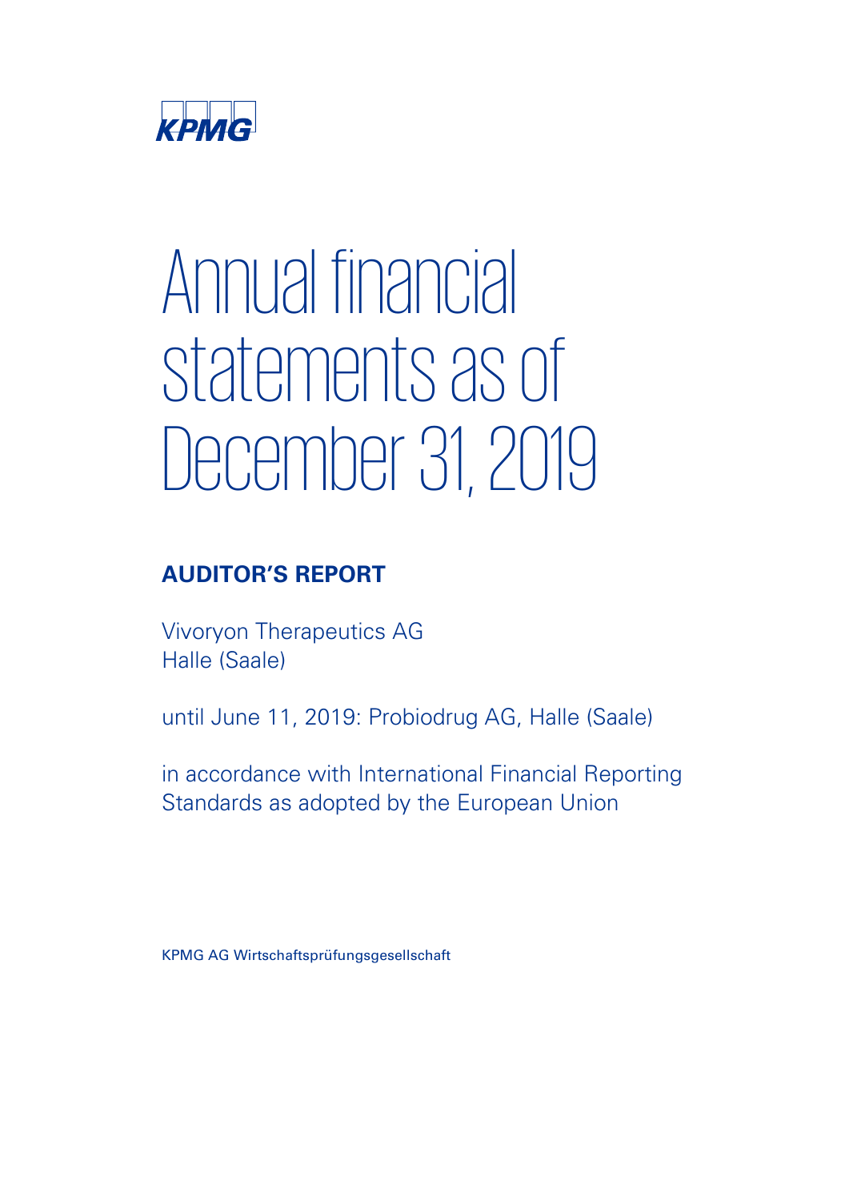KPMG

# Annual financial statements as of December 31, 2019

## AUDITOR'S REPORT

Vivoryon Therapeutics AG
Halle (Saale)

until June 11, 2019: Probiodrug AG, Halle (Saale)

in accordance with International Financial Reporting Standards as adopted by the European Union

KPMG AG Wirtschaftsprüfungsgesellschaft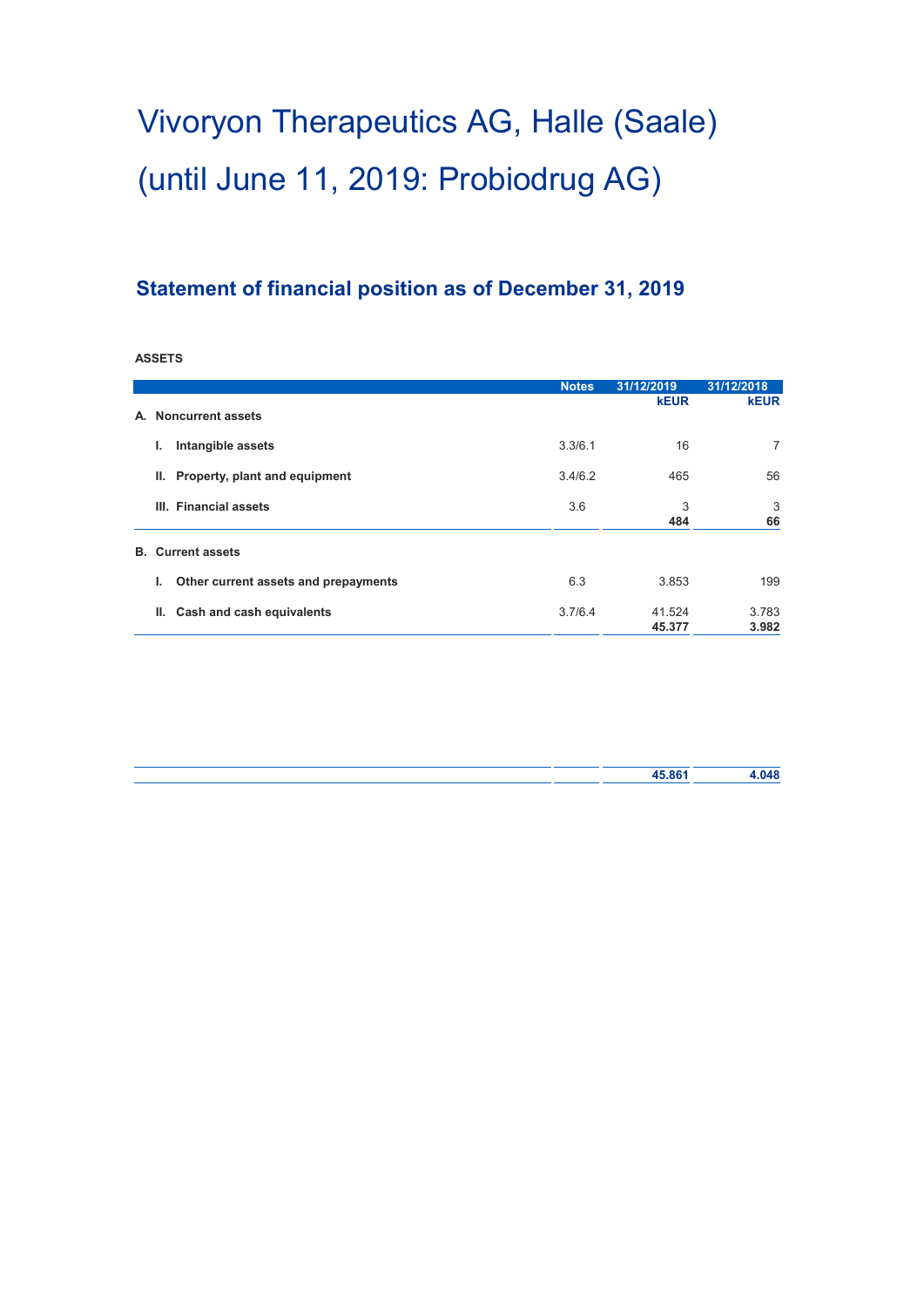# Vivoryon Therapeutics AG, Halle (Saale)

# (until June 11, 2019: Probiodrug AG)

## Statement of financial position as of December 31, 2019

**ASSETS**

| | Notes | 31/12/2019 | 31/12/2018 |
|---|---|---|---|
| | | **kEUR** | **kEUR** |
| **A. Noncurrent assets** | | | |
| **I. Intangible assets** | 3.3/6.1 | 16 | 7 |
| **II. Property, plant and equipment** | 3.4/6.2 | 465 | 56 |
| **III. Financial assets** | 3.6 | 3 | 3 |
| | | **484** | **66** |
| **B. Current assets** | | | |
| **I. Other current assets and prepayments** | 6.3 | 3.853 | 199 |
| **II. Cash and cash equivalents** | 3.7/6.4 | 41.524 | 3.783 |
| | | **45.377** | **3.982** |
| | | **45.861** | **4.048** |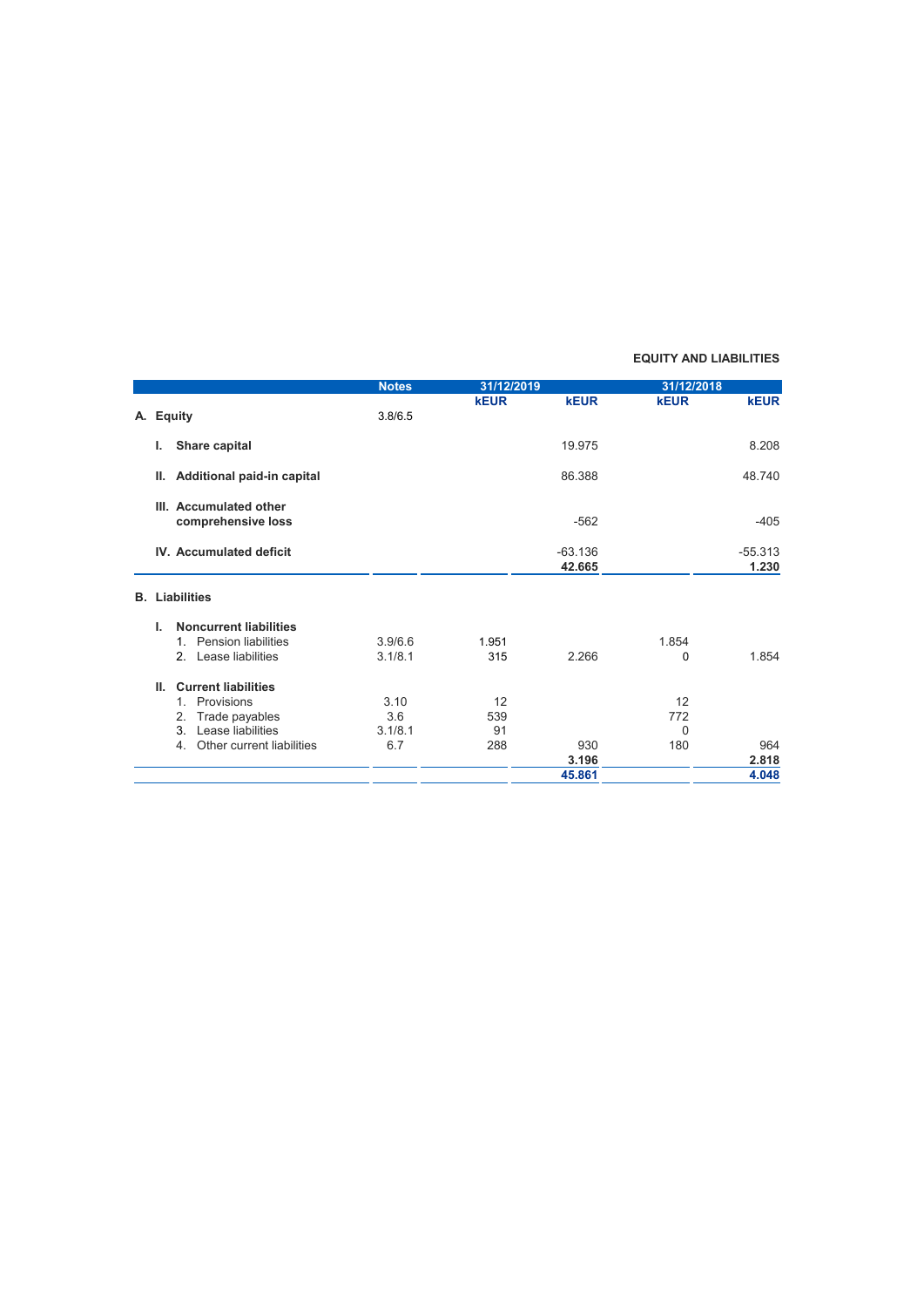**EQUITY AND LIABILITIES**

| | Notes | 31/12/2019 | | 31/12/2018 | |
|---|---|---|---|---|---|
| | | kEUR | kEUR | kEUR | kEUR |
| **A. Equity** | 3.8/6.5 | | | | |
| **I. Share capital** | | | 19.975 | | 8.208 |
| **II. Additional paid-in capital** | | | 86.388 | | 48.740 |
| **III. Accumulated other comprehensive loss** | | | -562 | | -405 |
| **IV. Accumulated deficit** | | | -63.136 | | -55.313 |
| | | | **42.665** | | **1.230** |
| **B. Liabilities** | | | | | |
| **I. Noncurrent liabilities** | | | | | |
| 1. Pension liabilities | 3.9/6.6 | 1.951 | | 1.854 | |
| 2. Lease liabilities | 3.1/8.1 | 315 | 2.266 | 0 | 1.854 |
| **II. Current liabilities** | | | | | |
| 1. Provisions | 3.10 | 12 | | 12 | |
| 2. Trade payables | 3.6 | 539 | | 772 | |
| 3. Lease liabilities | 3.1/8.1 | 91 | | 0 | |
| 4. Other current liabilities | 6.7 | 288 | 930 | 180 | 964 |
| | | | **3.196** | | **2.818** |
| | | | **45.861** | | **4.048** |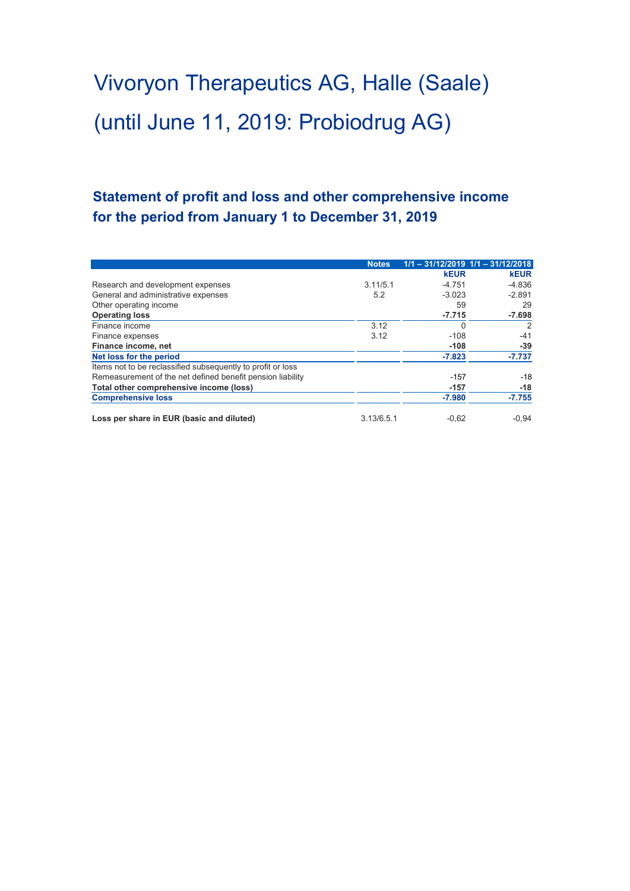# Vivoryon Therapeutics AG, Halle (Saale)

# (until June 11, 2019: Probiodrug AG)

## Statement of profit and loss and other comprehensive income for the period from January 1 to December 31, 2019

| | Notes | 1/1 – 31/12/2019 | 1/1 – 31/12/2018 |
|---|---|---|---|
| | | **kEUR** | **kEUR** |
| Research and development expenses | 3.11/5.1 | -4.751 | -4.836 |
| General and administrative expenses | 5.2 | -3.023 | -2.891 |
| Other operating income | | 59 | 29 |
| **Operating loss** | | **-7.715** | **-7.698** |
| Finance income | 3.12 | 0 | 2 |
| Finance expenses | 3.12 | -108 | -41 |
| **Finance income, net** | | **-108** | **-39** |
| **Net loss for the period** | | **-7.823** | **-7.737** |
| Items not to be reclassified subsequently to profit or loss | | | |
| Remeasurement of the net defined benefit pension liability | | -157 | -18 |
| **Total other comprehensive income (loss)** | | **-157** | **-18** |
| **Comprehensive loss** | | **-7.980** | **-7.755** |
| | | | |
| **Loss per share in EUR (basic and diluted)** | 3.13/6.5.1 | -0,62 | -0,94 |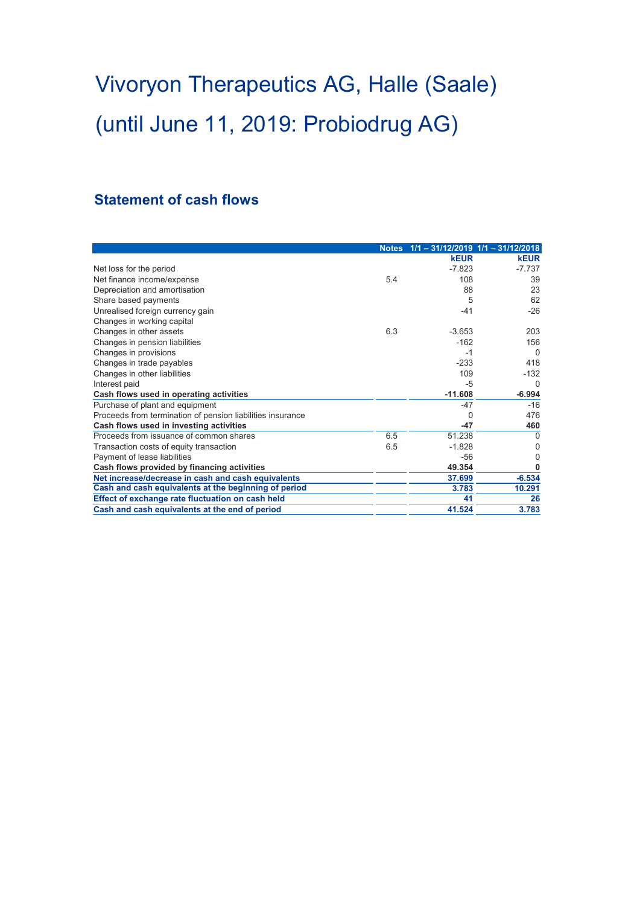# Vivoryon Therapeutics AG, Halle (Saale)

# (until June 11, 2019: Probiodrug AG)

## Statement of cash flows

| | Notes | 1/1 – 31/12/2019 | 1/1 – 31/12/2018 |
|---|---|---|---|
| | | **kEUR** | **kEUR** |
| Net loss for the period | | -7.823 | -7.737 |
| Net finance income/expense | 5.4 | 108 | 39 |
| Depreciation and amortisation | | 88 | 23 |
| Share based payments | | 5 | 62 |
| Unrealised foreign currency gain | | -41 | -26 |
| Changes in working capital | | | |
| Changes in other assets | 6.3 | -3.653 | 203 |
| Changes in pension liabilities | | -162 | 156 |
| Changes in provisions | | -1 | 0 |
| Changes in trade payables | | -233 | 418 |
| Changes in other liabilities | | 109 | -132 |
| Interest paid | | -5 | 0 |
| **Cash flows used in operating activities** | | **-11.608** | **-6.994** |
| Purchase of plant and equipment | | -47 | -16 |
| Proceeds from termination of pension liabilities insurance | | 0 | 476 |
| **Cash flows used in investing activities** | | **-47** | **460** |
| Proceeds from issuance of common shares | 6.5 | 51.238 | 0 |
| Transaction costs of equity transaction | 6.5 | -1.828 | 0 |
| Payment of lease liabilities | | -56 | 0 |
| **Cash flows provided by financing activities** | | **49.354** | **0** |
| **Net increase/decrease in cash and cash equivalents** | | **37.699** | **-6.534** |
| **Cash and cash equivalents at the beginning of period** | | **3.783** | **10.291** |
| **Effect of exchange rate fluctuation on cash held** | | **41** | **26** |
| **Cash and cash equivalents at the end of period** | | **41.524** | **3.783** |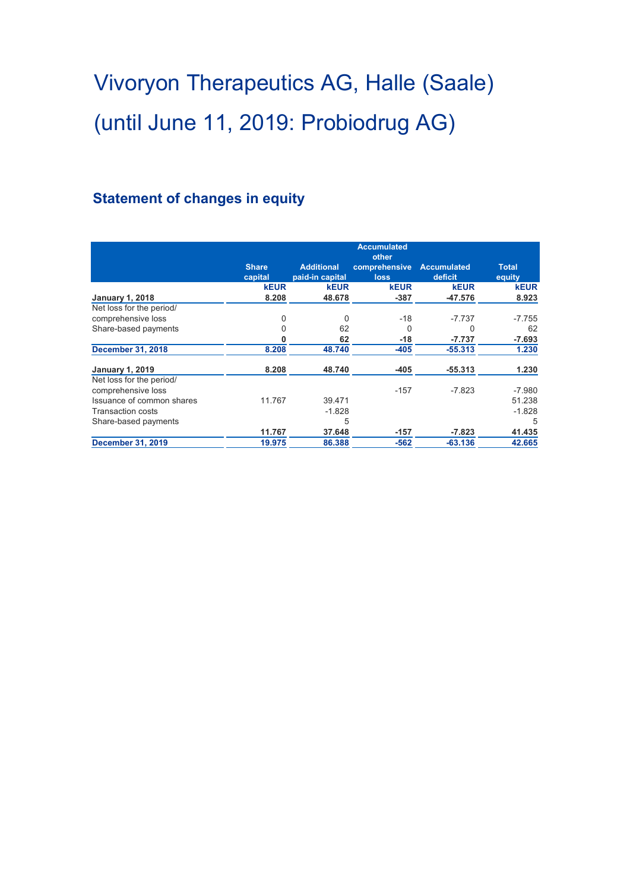# Vivoryon Therapeutics AG, Halle (Saale)

# (until June 11, 2019: Probiodrug AG)

## Statement of changes in equity

| | Share capital | Additional paid-in capital | Accumulated other comprehensive loss | Accumulated deficit | Total equity |
|---|---|---|---|---|---|
| | **kEUR** | **kEUR** | **kEUR** | **kEUR** | **kEUR** |
| **January 1, 2018** | **8.208** | **48.678** | **-387** | **-47.576** | **8.923** |
| Net loss for the period/ comprehensive loss | 0 | 0 | -18 | -7.737 | -7.755 |
| Share-based payments | 0 | 62 | 0 | 0 | 62 |
| | **0** | **62** | **-18** | **-7.737** | **-7.693** |
| **December 31, 2018** | **8.208** | **48.740** | **-405** | **-55.313** | **1.230** |
| **January 1, 2019** | **8.208** | **48.740** | **-405** | **-55.313** | **1.230** |
| Net loss for the period/ comprehensive loss | | | -157 | -7.823 | -7.980 |
| Issuance of common shares | 11.767 | 39.471 | | | 51.238 |
| Transaction costs | | -1.828 | | | -1.828 |
| Share-based payments | | 5 | | | 5 |
| | **11.767** | **37.648** | **-157** | **-7.823** | **41.435** |
| **December 31, 2019** | **19.975** | **86.388** | **-562** | **-63.136** | **42.665** |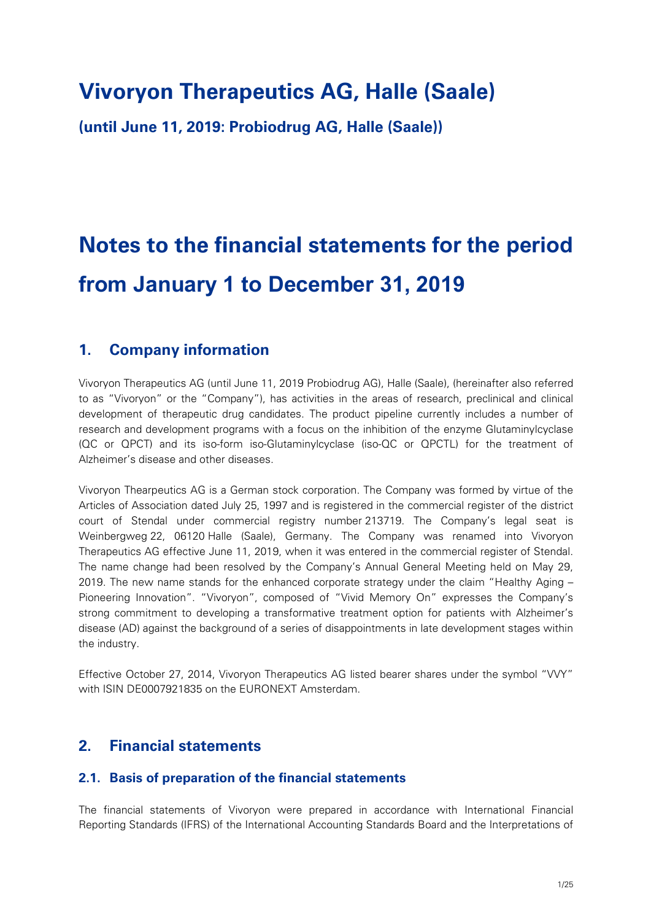# Vivoryon Therapeutics AG, Halle (Saale)

**(until June 11, 2019: Probiodrug AG, Halle (Saale))**

# Notes to the financial statements for the period from January 1 to December 31, 2019

## 1. Company information

Vivoryon Therapeutics AG (until June 11, 2019 Probiodrug AG), Halle (Saale), (hereinafter also referred to as "Vivoryon" or the "Company"), has activities in the areas of research, preclinical and clinical development of therapeutic drug candidates. The product pipeline currently includes a number of research and development programs with a focus on the inhibition of the enzyme Glutaminylcyclase (QC or QPCT) and its iso-form iso-Glutaminylcyclase (iso-QC or QPCTL) for the treatment of Alzheimer's disease and other diseases.

Vivoryon Thearpeutics AG is a German stock corporation. The Company was formed by virtue of the Articles of Association dated July 25, 1997 and is registered in the commercial register of the district court of Stendal under commercial registry number 213719. The Company's legal seat is Weinbergweg 22, 06120 Halle (Saale), Germany. The Company was renamed into Vivoryon Therapeutics AG effective June 11, 2019, when it was entered in the commercial register of Stendal. The name change had been resolved by the Company's Annual General Meeting held on May 29, 2019. The new name stands for the enhanced corporate strategy under the claim "Healthy Aging – Pioneering Innovation". "Vivoryon", composed of "Vivid Memory On" expresses the Company's strong commitment to developing a transformative treatment option for patients with Alzheimer's disease (AD) against the background of a series of disappointments in late development stages within the industry.

Effective October 27, 2014, Vivoryon Therapeutics AG listed bearer shares under the symbol "VVY" with ISIN DE0007921835 on the EURONEXT Amsterdam.

## 2. Financial statements

### 2.1. Basis of preparation of the financial statements

The financial statements of Vivoryon were prepared in accordance with International Financial Reporting Standards (IFRS) of the International Accounting Standards Board and the Interpretations of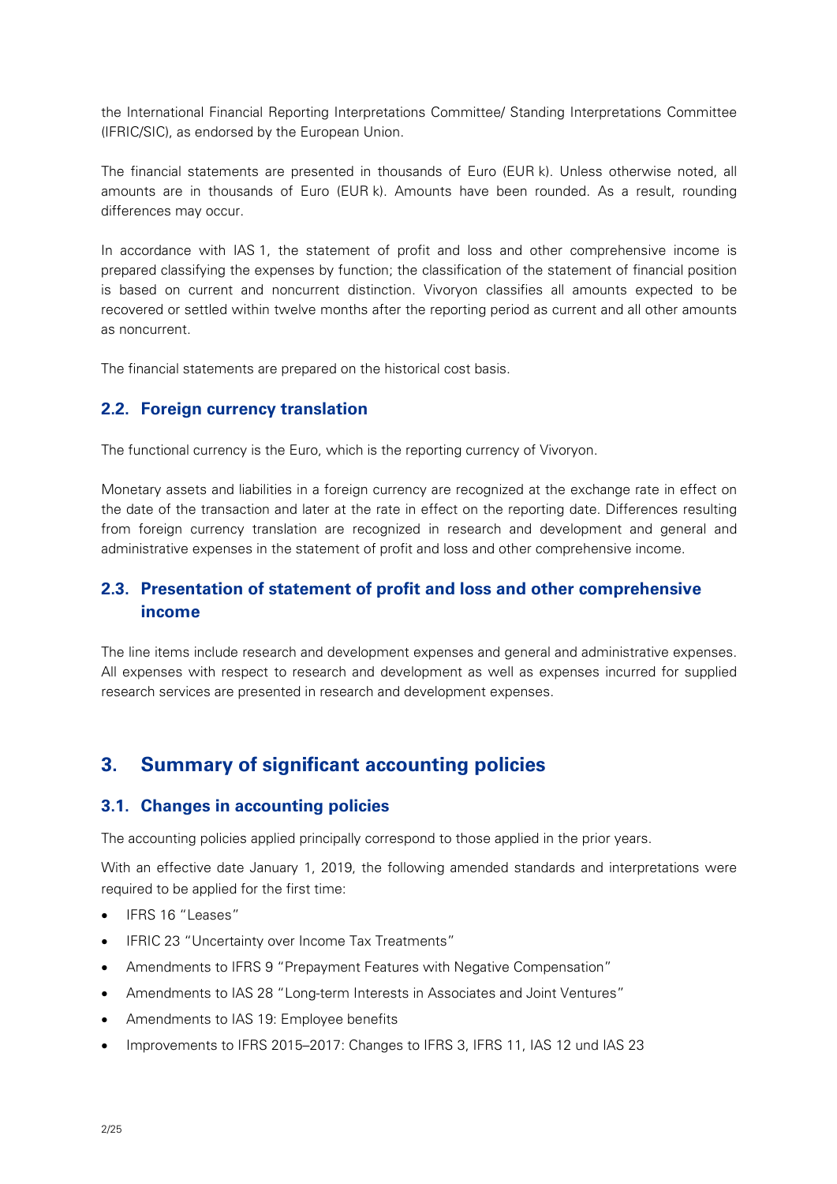the International Financial Reporting Interpretations Committee/ Standing Interpretations Committee (IFRIC/SIC), as endorsed by the European Union.

The financial statements are presented in thousands of Euro (EUR k). Unless otherwise noted, all amounts are in thousands of Euro (EUR k). Amounts have been rounded. As a result, rounding differences may occur.

In accordance with IAS 1, the statement of profit and loss and other comprehensive income is prepared classifying the expenses by function; the classification of the statement of financial position is based on current and noncurrent distinction. Vivoryon classifies all amounts expected to be recovered or settled within twelve months after the reporting period as current and all other amounts as noncurrent.

The financial statements are prepared on the historical cost basis.

### 2.2. Foreign currency translation

The functional currency is the Euro, which is the reporting currency of Vivoryon.

Monetary assets and liabilities in a foreign currency are recognized at the exchange rate in effect on the date of the transaction and later at the rate in effect on the reporting date. Differences resulting from foreign currency translation are recognized in research and development and general and administrative expenses in the statement of profit and loss and other comprehensive income.

### 2.3. Presentation of statement of profit and loss and other comprehensive income

The line items include research and development expenses and general and administrative expenses. All expenses with respect to research and development as well as expenses incurred for supplied research services are presented in research and development expenses.

## 3. Summary of significant accounting policies

### 3.1. Changes in accounting policies

The accounting policies applied principally correspond to those applied in the prior years.

With an effective date January 1, 2019, the following amended standards and interpretations were required to be applied for the first time:

- IFRS 16 "Leases"
- IFRIC 23 "Uncertainty over Income Tax Treatments"
- Amendments to IFRS 9 "Prepayment Features with Negative Compensation"
- Amendments to IAS 28 "Long-term Interests in Associates and Joint Ventures"
- Amendments to IAS 19: Employee benefits
- Improvements to IFRS 2015–2017: Changes to IFRS 3, IFRS 11, IAS 12 und IAS 23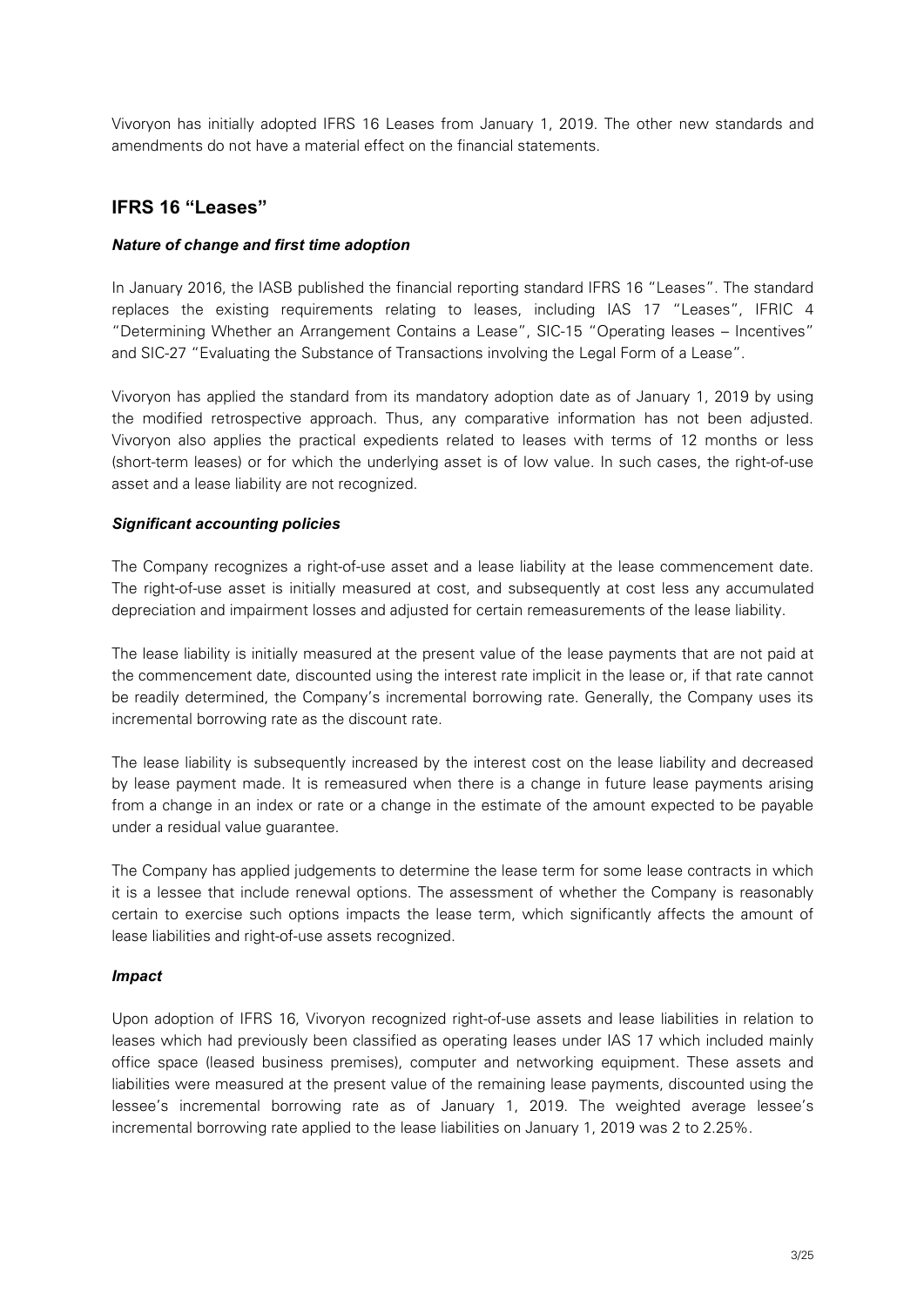Vivoryon has initially adopted IFRS 16 Leases from January 1, 2019. The other new standards and amendments do not have a material effect on the financial statements.

## IFRS 16 "Leases"

### *Nature of change and first time adoption*

In January 2016, the IASB published the financial reporting standard IFRS 16 "Leases". The standard replaces the existing requirements relating to leases, including IAS 17 "Leases", IFRIC 4 "Determining Whether an Arrangement Contains a Lease", SIC-15 "Operating leases – Incentives" and SIC-27 "Evaluating the Substance of Transactions involving the Legal Form of a Lease".

Vivoryon has applied the standard from its mandatory adoption date as of January 1, 2019 by using the modified retrospective approach. Thus, any comparative information has not been adjusted. Vivoryon also applies the practical expedients related to leases with terms of 12 months or less (short-term leases) or for which the underlying asset is of low value. In such cases, the right-of-use asset and a lease liability are not recognized.

### *Significant accounting policies*

The Company recognizes a right-of-use asset and a lease liability at the lease commencement date. The right-of-use asset is initially measured at cost, and subsequently at cost less any accumulated depreciation and impairment losses and adjusted for certain remeasurements of the lease liability.

The lease liability is initially measured at the present value of the lease payments that are not paid at the commencement date, discounted using the interest rate implicit in the lease or, if that rate cannot be readily determined, the Company's incremental borrowing rate. Generally, the Company uses its incremental borrowing rate as the discount rate.

The lease liability is subsequently increased by the interest cost on the lease liability and decreased by lease payment made. It is remeasured when there is a change in future lease payments arising from a change in an index or rate or a change in the estimate of the amount expected to be payable under a residual value guarantee.

The Company has applied judgements to determine the lease term for some lease contracts in which it is a lessee that include renewal options. The assessment of whether the Company is reasonably certain to exercise such options impacts the lease term, which significantly affects the amount of lease liabilities and right-of-use assets recognized.

### *Impact*

Upon adoption of IFRS 16, Vivoryon recognized right-of-use assets and lease liabilities in relation to leases which had previously been classified as operating leases under IAS 17 which included mainly office space (leased business premises), computer and networking equipment. These assets and liabilities were measured at the present value of the remaining lease payments, discounted using the lessee's incremental borrowing rate as of January 1, 2019. The weighted average lessee's incremental borrowing rate applied to the lease liabilities on January 1, 2019 was 2 to 2.25%.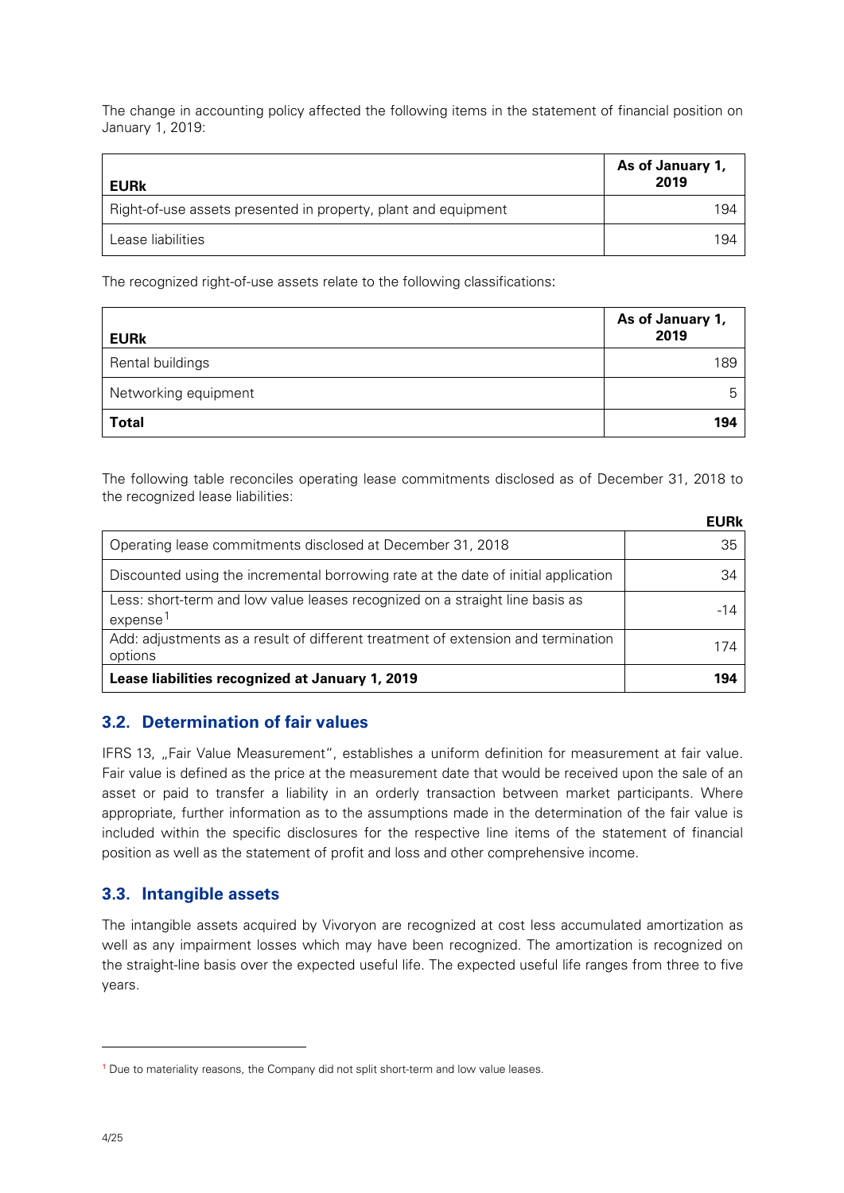The change in accounting policy affected the following items in the statement of financial position on January 1, 2019:

| EURk | As of January 1, 2019 |
|---|---|
| Right-of-use assets presented in property, plant and equipment | 194 |
| Lease liabilities | 194 |

The recognized right-of-use assets relate to the following classifications:

| EURk | As of January 1, 2019 |
|---|---|
| Rental buildings | 189 |
| Networking equipment | 5 |
| **Total** | **194** |

The following table reconciles operating lease commitments disclosed as of December 31, 2018 to the recognized lease liabilities:

| | EURk |
|---|---|
| Operating lease commitments disclosed at December 31, 2018 | 35 |
| Discounted using the incremental borrowing rate at the date of initial application | 34 |
| Less: short-term and low value leases recognized on a straight line basis as expense[1] | -14 |
| Add: adjustments as a result of different treatment of extension and termination options | 174 |
| **Lease liabilities recognized at January 1, 2019** | **194** |

## 3.2. Determination of fair values

IFRS 13, „Fair Value Measurement", establishes a uniform definition for measurement at fair value. Fair value is defined as the price at the measurement date that would be received upon the sale of an asset or paid to transfer a liability in an orderly transaction between market participants. Where appropriate, further information as to the assumptions made in the determination of the fair value is included within the specific disclosures for the respective line items of the statement of financial position as well as the statement of profit and loss and other comprehensive income.

## 3.3. Intangible assets

The intangible assets acquired by Vivoryon are recognized at cost less accumulated amortization as well as any impairment losses which may have been recognized. The amortization is recognized on the straight-line basis over the expected useful life. The expected useful life ranges from three to five years.

[1] Due to materiality reasons, the Company did not split short-term and low value leases.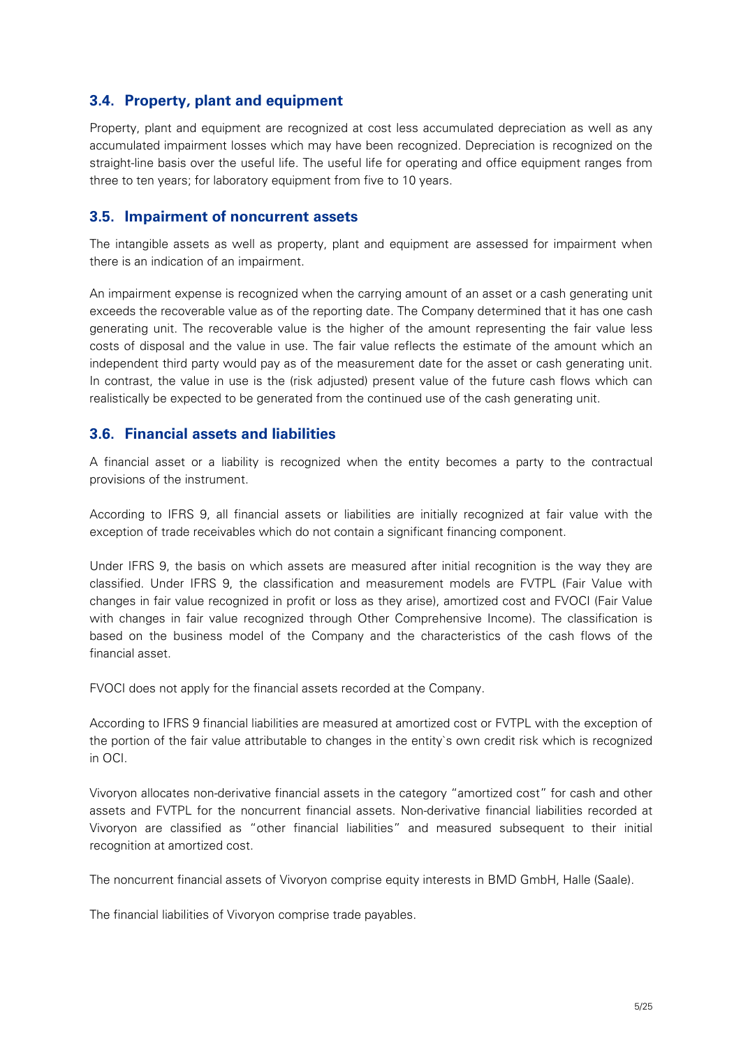## 3.4. Property, plant and equipment

Property, plant and equipment are recognized at cost less accumulated depreciation as well as any accumulated impairment losses which may have been recognized. Depreciation is recognized on the straight-line basis over the useful life. The useful life for operating and office equipment ranges from three to ten years; for laboratory equipment from five to 10 years.

## 3.5. Impairment of noncurrent assets

The intangible assets as well as property, plant and equipment are assessed for impairment when there is an indication of an impairment.

An impairment expense is recognized when the carrying amount of an asset or a cash generating unit exceeds the recoverable value as of the reporting date. The Company determined that it has one cash generating unit. The recoverable value is the higher of the amount representing the fair value less costs of disposal and the value in use. The fair value reflects the estimate of the amount which an independent third party would pay as of the measurement date for the asset or cash generating unit. In contrast, the value in use is the (risk adjusted) present value of the future cash flows which can realistically be expected to be generated from the continued use of the cash generating unit.

## 3.6. Financial assets and liabilities

A financial asset or a liability is recognized when the entity becomes a party to the contractual provisions of the instrument.

According to IFRS 9, all financial assets or liabilities are initially recognized at fair value with the exception of trade receivables which do not contain a significant financing component.

Under IFRS 9, the basis on which assets are measured after initial recognition is the way they are classified. Under IFRS 9, the classification and measurement models are FVTPL (Fair Value with changes in fair value recognized in profit or loss as they arise), amortized cost and FVOCI (Fair Value with changes in fair value recognized through Other Comprehensive Income). The classification is based on the business model of the Company and the characteristics of the cash flows of the financial asset.

FVOCI does not apply for the financial assets recorded at the Company.

According to IFRS 9 financial liabilities are measured at amortized cost or FVTPL with the exception of the portion of the fair value attributable to changes in the entity`s own credit risk which is recognized in OCI.

Vivoryon allocates non-derivative financial assets in the category "amortized cost" for cash and other assets and FVTPL for the noncurrent financial assets. Non-derivative financial liabilities recorded at Vivoryon are classified as "other financial liabilities" and measured subsequent to their initial recognition at amortized cost.

The noncurrent financial assets of Vivoryon comprise equity interests in BMD GmbH, Halle (Saale).

The financial liabilities of Vivoryon comprise trade payables.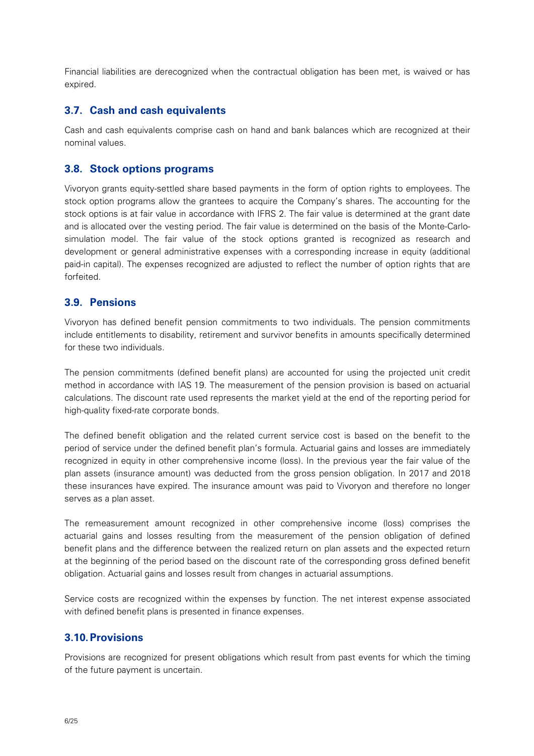Financial liabilities are derecognized when the contractual obligation has been met, is waived or has expired.

## 3.7. Cash and cash equivalents

Cash and cash equivalents comprise cash on hand and bank balances which are recognized at their nominal values.

## 3.8. Stock options programs

Vivoryon grants equity-settled share based payments in the form of option rights to employees. The stock option programs allow the grantees to acquire the Company's shares. The accounting for the stock options is at fair value in accordance with IFRS 2. The fair value is determined at the grant date and is allocated over the vesting period. The fair value is determined on the basis of the Monte-Carlo-simulation model. The fair value of the stock options granted is recognized as research and development or general administrative expenses with a corresponding increase in equity (additional paid-in capital). The expenses recognized are adjusted to reflect the number of option rights that are forfeited.

## 3.9. Pensions

Vivoryon has defined benefit pension commitments to two individuals. The pension commitments include entitlements to disability, retirement and survivor benefits in amounts specifically determined for these two individuals.

The pension commitments (defined benefit plans) are accounted for using the projected unit credit method in accordance with IAS 19. The measurement of the pension provision is based on actuarial calculations. The discount rate used represents the market yield at the end of the reporting period for high-quality fixed-rate corporate bonds.

The defined benefit obligation and the related current service cost is based on the benefit to the period of service under the defined benefit plan's formula. Actuarial gains and losses are immediately recognized in equity in other comprehensive income (loss). In the previous year the fair value of the plan assets (insurance amount) was deducted from the gross pension obligation. In 2017 and 2018 these insurances have expired. The insurance amount was paid to Vivoryon and therefore no longer serves as a plan asset.

The remeasurement amount recognized in other comprehensive income (loss) comprises the actuarial gains and losses resulting from the measurement of the pension obligation of defined benefit plans and the difference between the realized return on plan assets and the expected return at the beginning of the period based on the discount rate of the corresponding gross defined benefit obligation. Actuarial gains and losses result from changes in actuarial assumptions.

Service costs are recognized within the expenses by function. The net interest expense associated with defined benefit plans is presented in finance expenses.

## 3.10. Provisions

Provisions are recognized for present obligations which result from past events for which the timing of the future payment is uncertain.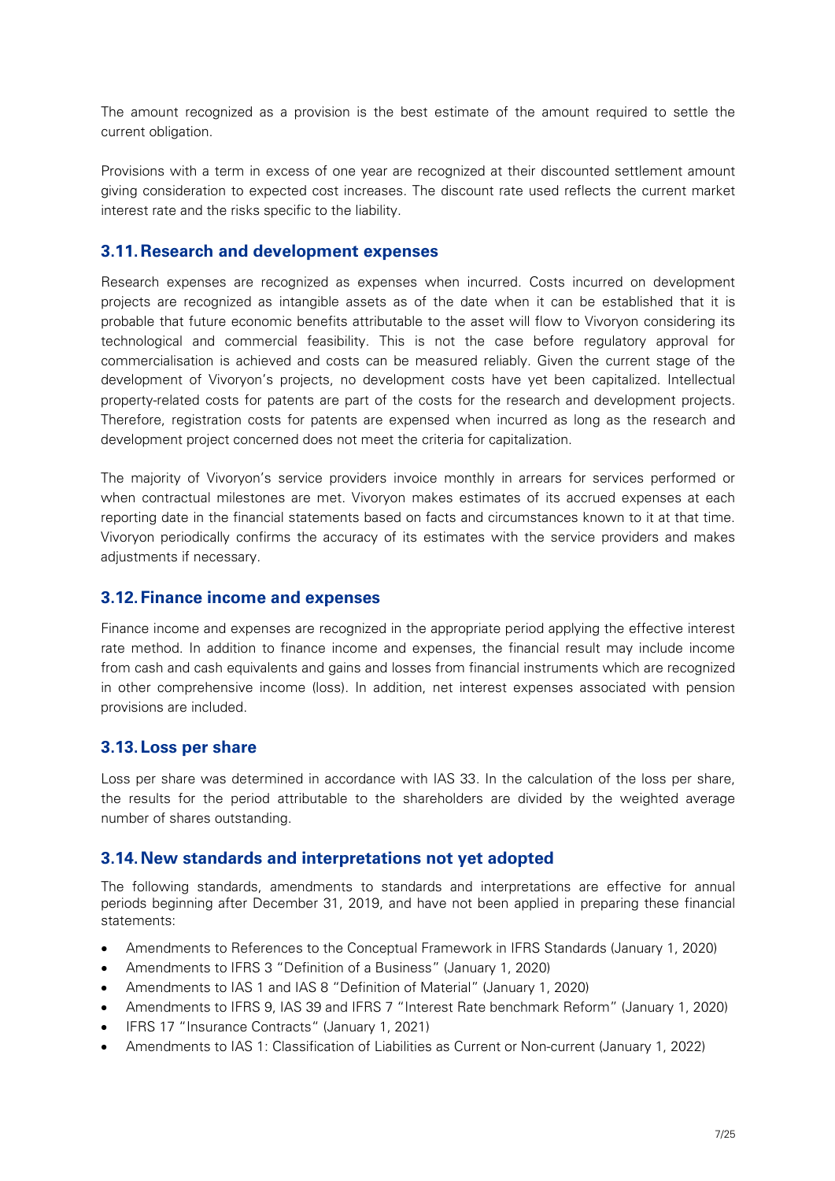The amount recognized as a provision is the best estimate of the amount required to settle the current obligation.

Provisions with a term in excess of one year are recognized at their discounted settlement amount giving consideration to expected cost increases. The discount rate used reflects the current market interest rate and the risks specific to the liability.

## 3.11. Research and development expenses

Research expenses are recognized as expenses when incurred. Costs incurred on development projects are recognized as intangible assets as of the date when it can be established that it is probable that future economic benefits attributable to the asset will flow to Vivoryon considering its technological and commercial feasibility. This is not the case before regulatory approval for commercialisation is achieved and costs can be measured reliably. Given the current stage of the development of Vivoryon's projects, no development costs have yet been capitalized. Intellectual property-related costs for patents are part of the costs for the research and development projects. Therefore, registration costs for patents are expensed when incurred as long as the research and development project concerned does not meet the criteria for capitalization.

The majority of Vivoryon's service providers invoice monthly in arrears for services performed or when contractual milestones are met. Vivoryon makes estimates of its accrued expenses at each reporting date in the financial statements based on facts and circumstances known to it at that time. Vivoryon periodically confirms the accuracy of its estimates with the service providers and makes adjustments if necessary.

## 3.12. Finance income and expenses

Finance income and expenses are recognized in the appropriate period applying the effective interest rate method. In addition to finance income and expenses, the financial result may include income from cash and cash equivalents and gains and losses from financial instruments which are recognized in other comprehensive income (loss). In addition, net interest expenses associated with pension provisions are included.

## 3.13. Loss per share

Loss per share was determined in accordance with IAS 33. In the calculation of the loss per share, the results for the period attributable to the shareholders are divided by the weighted average number of shares outstanding.

## 3.14. New standards and interpretations not yet adopted

The following standards, amendments to standards and interpretations are effective for annual periods beginning after December 31, 2019, and have not been applied in preparing these financial statements:

- Amendments to References to the Conceptual Framework in IFRS Standards (January 1, 2020)
- Amendments to IFRS 3 "Definition of a Business" (January 1, 2020)
- Amendments to IAS 1 and IAS 8 "Definition of Material" (January 1, 2020)
- Amendments to IFRS 9, IAS 39 and IFRS 7 "Interest Rate benchmark Reform" (January 1, 2020)
- IFRS 17 "Insurance Contracts" (January 1, 2021)
- Amendments to IAS 1: Classification of Liabilities as Current or Non-current (January 1, 2022)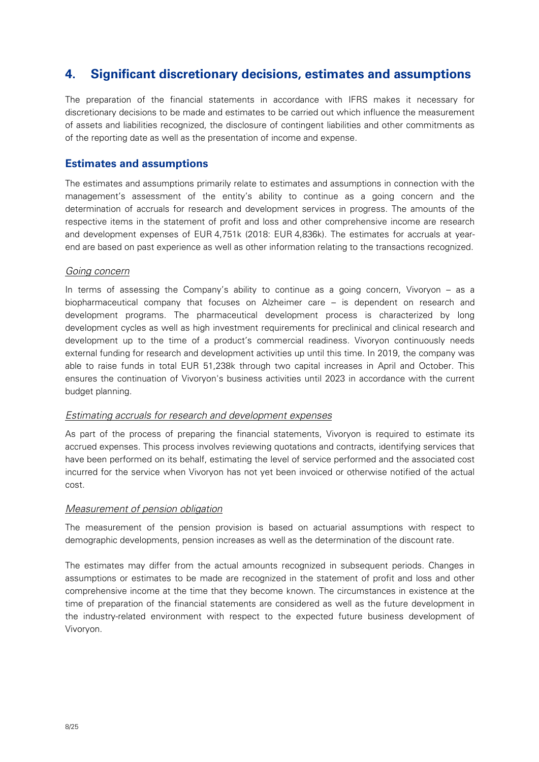## 4. Significant discretionary decisions, estimates and assumptions

The preparation of the financial statements in accordance with IFRS makes it necessary for discretionary decisions to be made and estimates to be carried out which influence the measurement of assets and liabilities recognized, the disclosure of contingent liabilities and other commitments as of the reporting date as well as the presentation of income and expense.

### Estimates and assumptions

The estimates and assumptions primarily relate to estimates and assumptions in connection with the management's assessment of the entity's ability to continue as a going concern and the determination of accruals for research and development services in progress. The amounts of the respective items in the statement of profit and loss and other comprehensive income are research and development expenses of EUR 4,751k (2018: EUR 4,836k). The estimates for accruals at year-end are based on past experience as well as other information relating to the transactions recognized.

*Going concern*

In terms of assessing the Company's ability to continue as a going concern, Vivoryon – as a biopharmaceutical company that focuses on Alzheimer care – is dependent on research and development programs. The pharmaceutical development process is characterized by long development cycles as well as high investment requirements for preclinical and clinical research and development up to the time of a product's commercial readiness. Vivoryon continuously needs external funding for research and development activities up until this time. In 2019, the company was able to raise funds in total EUR 51,238k through two capital increases in April and October. This ensures the continuation of Vivoryon's business activities until 2023 in accordance with the current budget planning.

*Estimating accruals for research and development expenses*

As part of the process of preparing the financial statements, Vivoryon is required to estimate its accrued expenses. This process involves reviewing quotations and contracts, identifying services that have been performed on its behalf, estimating the level of service performed and the associated cost incurred for the service when Vivoryon has not yet been invoiced or otherwise notified of the actual cost.

*Measurement of pension obligation*

The measurement of the pension provision is based on actuarial assumptions with respect to demographic developments, pension increases as well as the determination of the discount rate.

The estimates may differ from the actual amounts recognized in subsequent periods. Changes in assumptions or estimates to be made are recognized in the statement of profit and loss and other comprehensive income at the time that they become known. The circumstances in existence at the time of preparation of the financial statements are considered as well as the future development in the industry-related environment with respect to the expected future business development of Vivoryon.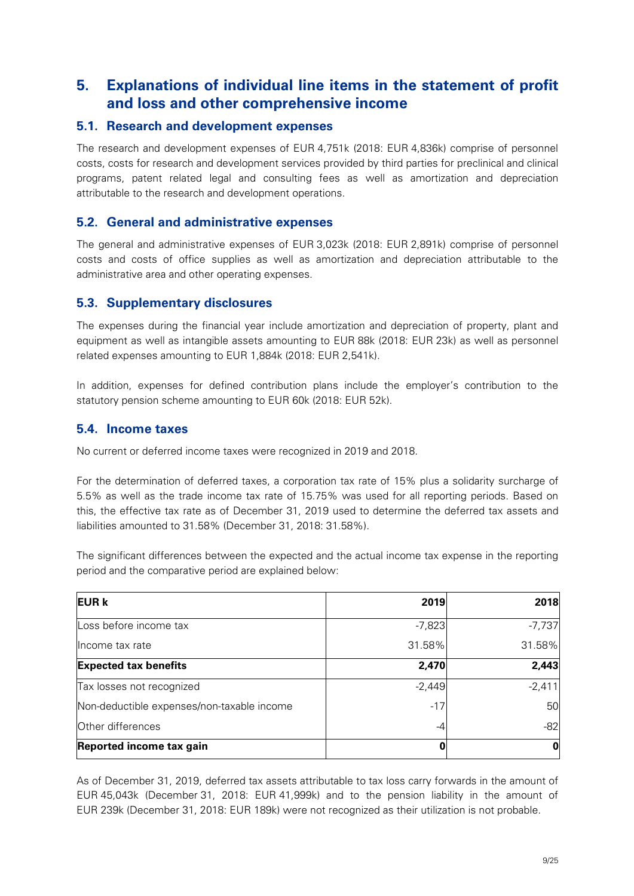# 5. Explanations of individual line items in the statement of profit and loss and other comprehensive income

## 5.1. Research and development expenses

The research and development expenses of EUR 4,751k (2018: EUR 4,836k) comprise of personnel costs, costs for research and development services provided by third parties for preclinical and clinical programs, patent related legal and consulting fees as well as amortization and depreciation attributable to the research and development operations.

## 5.2. General and administrative expenses

The general and administrative expenses of EUR 3,023k (2018: EUR 2,891k) comprise of personnel costs and costs of office supplies as well as amortization and depreciation attributable to the administrative area and other operating expenses.

## 5.3. Supplementary disclosures

The expenses during the financial year include amortization and depreciation of property, plant and equipment as well as intangible assets amounting to EUR 88k (2018: EUR 23k) as well as personnel related expenses amounting to EUR 1,884k (2018: EUR 2,541k).

In addition, expenses for defined contribution plans include the employer's contribution to the statutory pension scheme amounting to EUR 60k (2018: EUR 52k).

## 5.4. Income taxes

No current or deferred income taxes were recognized in 2019 and 2018.

For the determination of deferred taxes, a corporation tax rate of 15% plus a solidarity surcharge of 5.5% as well as the trade income tax rate of 15.75% was used for all reporting periods. Based on this, the effective tax rate as of December 31, 2019 used to determine the deferred tax assets and liabilities amounted to 31.58% (December 31, 2018: 31.58%).

The significant differences between the expected and the actual income tax expense in the reporting period and the comparative period are explained below:

| **EUR k** | **2019** | **2018** |
|---|---|---|
| Loss before income tax | -7,823 | -7,737 |
| Income tax rate | 31.58% | 31.58% |
| **Expected tax benefits** | **2,470** | **2,443** |
| Tax losses not recognized | -2,449 | -2,411 |
| Non-deductible expenses/non-taxable income | -17 | 50 |
| Other differences | -4 | -82 |
| **Reported income tax gain** | **0** | **0** |

As of December 31, 2019, deferred tax assets attributable to tax loss carry forwards in the amount of EUR 45,043k (December 31, 2018: EUR 41,999k) and to the pension liability in the amount of EUR 239k (December 31, 2018: EUR 189k) were not recognized as their utilization is not probable.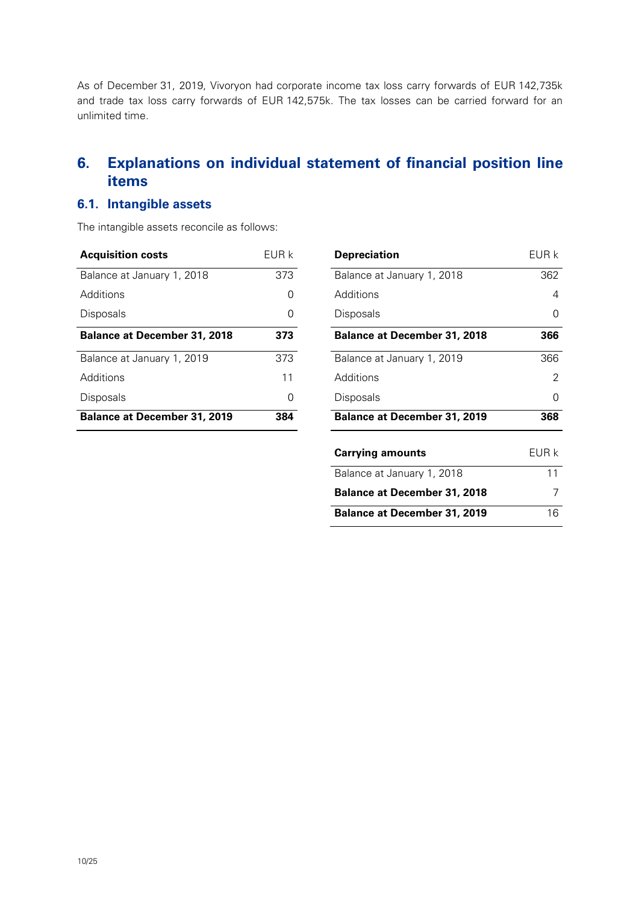As of December 31, 2019, Vivoryon had corporate income tax loss carry forwards of EUR 142,735k and trade tax loss carry forwards of EUR 142,575k. The tax losses can be carried forward for an unlimited time.

# 6. Explanations on individual statement of financial position line items

## 6.1. Intangible assets

The intangible assets reconcile as follows:

| **Acquisition costs** | EUR k |
|---|---|
| Balance at January 1, 2018 | 373 |
| Additions | 0 |
| Disposals | 0 |
| **Balance at December 31, 2018** | **373** |
| Balance at January 1, 2019 | 373 |
| Additions | 11 |
| Disposals | 0 |
| **Balance at December 31, 2019** | **384** |

| **Depreciation** | EUR k |
|---|---|
| Balance at January 1, 2018 | 362 |
| Additions | 4 |
| Disposals | 0 |
| **Balance at December 31, 2018** | **366** |
| Balance at January 1, 2019 | 366 |
| Additions | 2 |
| Disposals | 0 |
| **Balance at December 31, 2019** | **368** |

| **Carrying amounts** | EUR k |
|---|---|
| Balance at January 1, 2018 | 11 |
| **Balance at December 31, 2018** | 7 |
| **Balance at December 31, 2019** | 16 |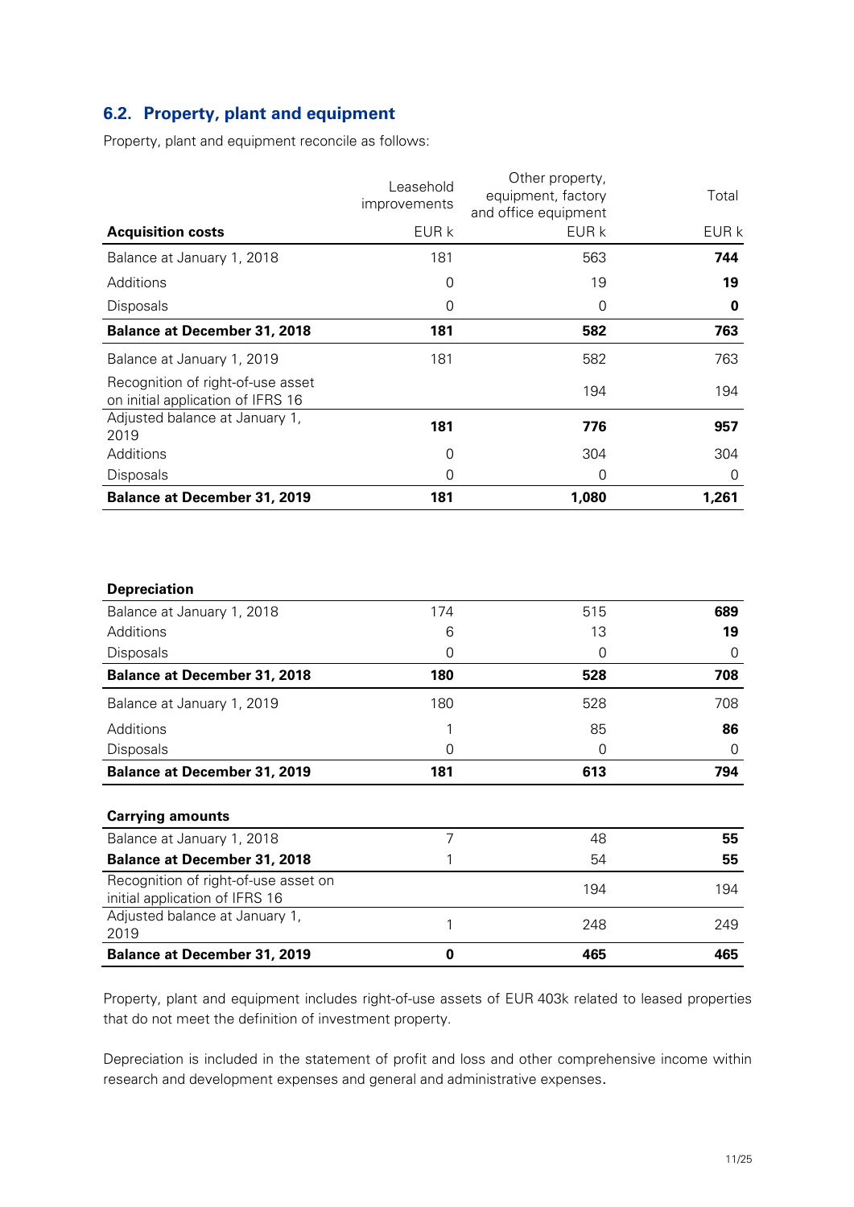## 6.2. Property, plant and equipment

Property, plant and equipment reconcile as follows:

| Acquisition costs | Leasehold improvements EUR k | Other property, equipment, factory and office equipment EUR k | Total EUR k |
|---|---|---|---|
| Balance at January 1, 2018 | 181 | 563 | **744** |
| Additions | 0 | 19 | **19** |
| Disposals | 0 | 0 | **0** |
| **Balance at December 31, 2018** | **181** | **582** | **763** |
| Balance at January 1, 2019 | 181 | 582 | 763 |
| Recognition of right-of-use asset on initial application of IFRS 16 | | 194 | 194 |
| Adjusted balance at January 1, 2019 | **181** | **776** | **957** |
| Additions | 0 | 304 | 304 |
| Disposals | 0 | 0 | 0 |
| **Balance at December 31, 2019** | **181** | **1,080** | **1,261** |

| Depreciation | Leasehold improvements EUR k | Other property, equipment, factory and office equipment EUR k | Total EUR k |
|---|---|---|---|
| Balance at January 1, 2018 | 174 | 515 | **689** |
| Additions | 6 | 13 | **19** |
| Disposals | 0 | 0 | 0 |
| **Balance at December 31, 2018** | **180** | **528** | **708** |
| Balance at January 1, 2019 | 180 | 528 | 708 |
| Additions | 1 | 85 | **86** |
| Disposals | 0 | 0 | 0 |
| **Balance at December 31, 2019** | **181** | **613** | **794** |

| Carrying amounts | Leasehold improvements EUR k | Other property, equipment, factory and office equipment EUR k | Total EUR k |
|---|---|---|---|
| Balance at January 1, 2018 | 7 | 48 | **55** |
| **Balance at December 31, 2018** | 1 | 54 | **55** |
| Recognition of right-of-use asset on initial application of IFRS 16 | | 194 | 194 |
| Adjusted balance at January 1, 2019 | 1 | 248 | 249 |
| **Balance at December 31, 2019** | **0** | **465** | **465** |

Property, plant and equipment includes right-of-use assets of EUR 403k related to leased properties that do not meet the definition of investment property.

Depreciation is included in the statement of profit and loss and other comprehensive income within research and development expenses and general and administrative expenses.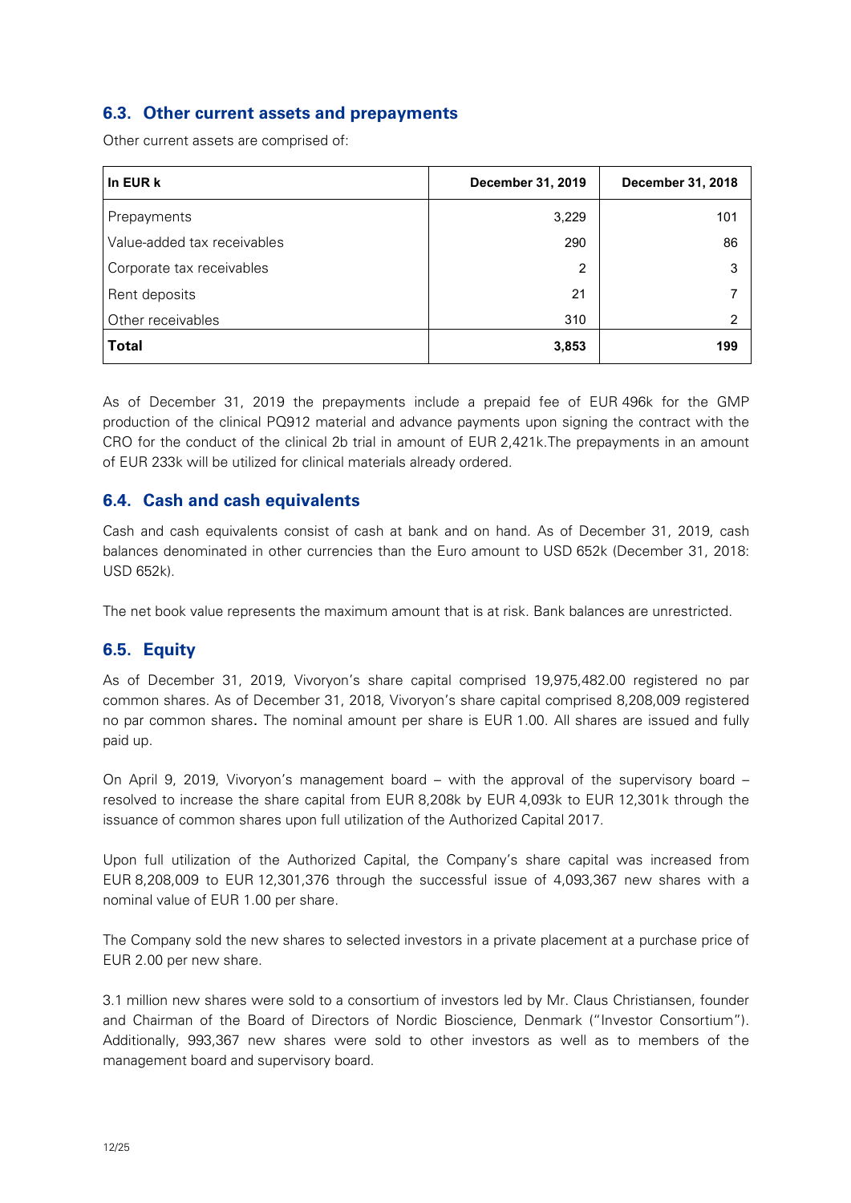## 6.3. Other current assets and prepayments

Other current assets are comprised of:

| In EUR k | December 31, 2019 | December 31, 2018 |
|---|---|---|
| Prepayments | 3,229 | 101 |
| Value-added tax receivables | 290 | 86 |
| Corporate tax receivables | 2 | 3 |
| Rent deposits | 21 | 7 |
| Other receivables | 310 | 2 |
| **Total** | **3,853** | **199** |

As of December 31, 2019 the prepayments include a prepaid fee of EUR 496k for the GMP production of the clinical PQ912 material and advance payments upon signing the contract with the CRO for the conduct of the clinical 2b trial in amount of EUR 2,421k.The prepayments in an amount of EUR 233k will be utilized for clinical materials already ordered.

## 6.4. Cash and cash equivalents

Cash and cash equivalents consist of cash at bank and on hand. As of December 31, 2019, cash balances denominated in other currencies than the Euro amount to USD 652k (December 31, 2018: USD 652k).

The net book value represents the maximum amount that is at risk. Bank balances are unrestricted.

## 6.5. Equity

As of December 31, 2019, Vivoryon's share capital comprised 19,975,482.00 registered no par common shares. As of December 31, 2018, Vivoryon's share capital comprised 8,208,009 registered no par common shares**.** The nominal amount per share is EUR 1.00. All shares are issued and fully paid up.

On April 9, 2019, Vivoryon's management board – with the approval of the supervisory board – resolved to increase the share capital from EUR 8,208k by EUR 4,093k to EUR 12,301k through the issuance of common shares upon full utilization of the Authorized Capital 2017.

Upon full utilization of the Authorized Capital, the Company's share capital was increased from EUR 8,208,009 to EUR 12,301,376 through the successful issue of 4,093,367 new shares with a nominal value of EUR 1.00 per share.

The Company sold the new shares to selected investors in a private placement at a purchase price of EUR 2.00 per new share.

3.1 million new shares were sold to a consortium of investors led by Mr. Claus Christiansen, founder and Chairman of the Board of Directors of Nordic Bioscience, Denmark ("Investor Consortium"). Additionally, 993,367 new shares were sold to other investors as well as to members of the management board and supervisory board.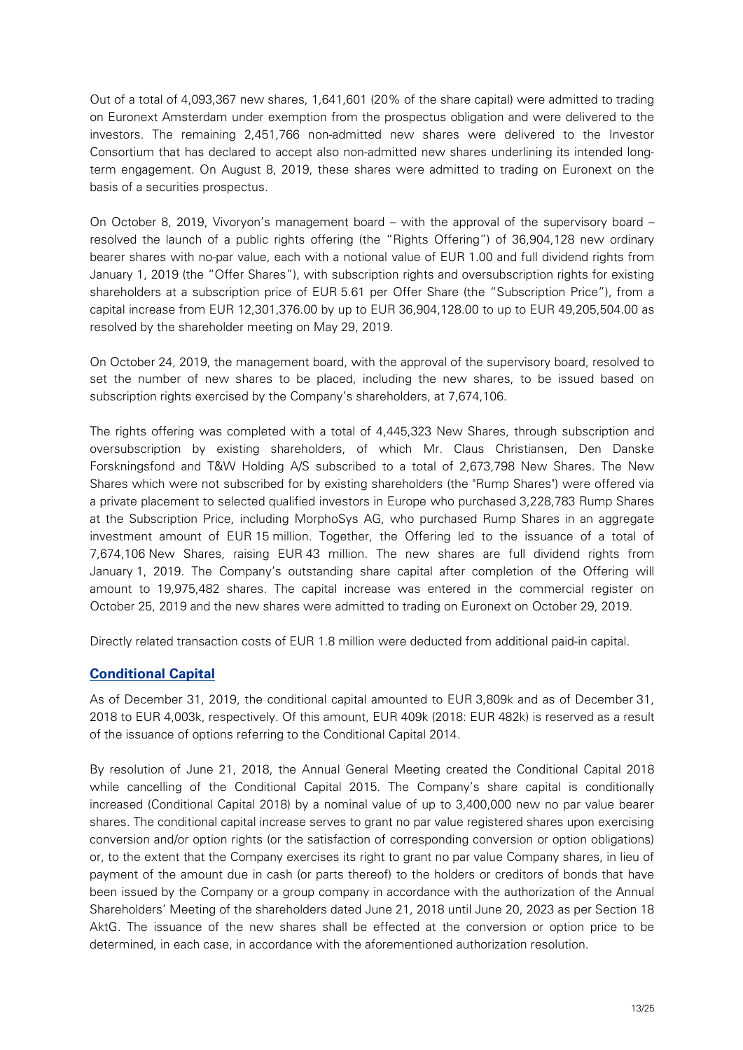Out of a total of 4,093,367 new shares, 1,641,601 (20% of the share capital) were admitted to trading on Euronext Amsterdam under exemption from the prospectus obligation and were delivered to the investors. The remaining 2,451,766 non-admitted new shares were delivered to the Investor Consortium that has declared to accept also non-admitted new shares underlining its intended long-term engagement. On August 8, 2019, these shares were admitted to trading on Euronext on the basis of a securities prospectus.

On October 8, 2019, Vivoryon's management board – with the approval of the supervisory board – resolved the launch of a public rights offering (the "Rights Offering") of 36,904,128 new ordinary bearer shares with no-par value, each with a notional value of EUR 1.00 and full dividend rights from January 1, 2019 (the "Offer Shares"), with subscription rights and oversubscription rights for existing shareholders at a subscription price of EUR 5.61 per Offer Share (the "Subscription Price"), from a capital increase from EUR 12,301,376.00 by up to EUR 36,904,128.00 to up to EUR 49,205,504.00 as resolved by the shareholder meeting on May 29, 2019.

On October 24, 2019, the management board, with the approval of the supervisory board, resolved to set the number of new shares to be placed, including the new shares, to be issued based on subscription rights exercised by the Company's shareholders, at 7,674,106.

The rights offering was completed with a total of 4,445,323 New Shares, through subscription and oversubscription by existing shareholders, of which Mr. Claus Christiansen, Den Danske Forskningsfond and T&W Holding A/S subscribed to a total of 2,673,798 New Shares. The New Shares which were not subscribed for by existing shareholders (the "Rump Shares") were offered via a private placement to selected qualified investors in Europe who purchased 3,228,783 Rump Shares at the Subscription Price, including MorphoSys AG, who purchased Rump Shares in an aggregate investment amount of EUR 15 million. Together, the Offering led to the issuance of a total of 7,674,106 New Shares, raising EUR 43 million. The new shares are full dividend rights from January 1, 2019. The Company's outstanding share capital after completion of the Offering will amount to 19,975,482 shares. The capital increase was entered in the commercial register on October 25, 2019 and the new shares were admitted to trading on Euronext on October 29, 2019.

Directly related transaction costs of EUR 1.8 million were deducted from additional paid-in capital.

## Conditional Capital

As of December 31, 2019, the conditional capital amounted to EUR 3,809k and as of December 31, 2018 to EUR 4,003k, respectively. Of this amount, EUR 409k (2018: EUR 482k) is reserved as a result of the issuance of options referring to the Conditional Capital 2014.

By resolution of June 21, 2018, the Annual General Meeting created the Conditional Capital 2018 while cancelling of the Conditional Capital 2015. The Company's share capital is conditionally increased (Conditional Capital 2018) by a nominal value of up to 3,400,000 new no par value bearer shares. The conditional capital increase serves to grant no par value registered shares upon exercising conversion and/or option rights (or the satisfaction of corresponding conversion or option obligations) or, to the extent that the Company exercises its right to grant no par value Company shares, in lieu of payment of the amount due in cash (or parts thereof) to the holders or creditors of bonds that have been issued by the Company or a group company in accordance with the authorization of the Annual Shareholders' Meeting of the shareholders dated June 21, 2018 until June 20, 2023 as per Section 18 AktG. The issuance of the new shares shall be effected at the conversion or option price to be determined, in each case, in accordance with the aforementioned authorization resolution.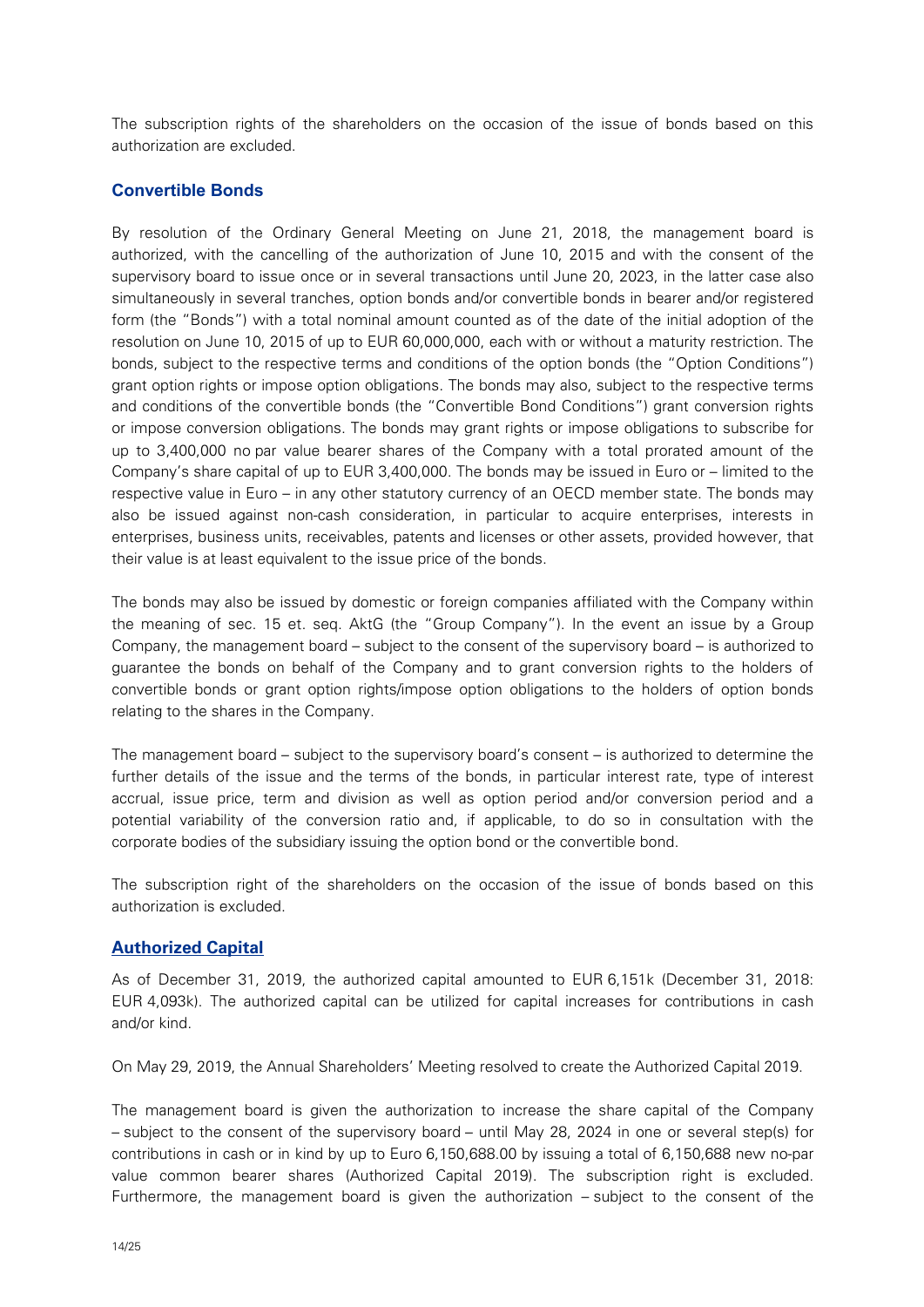The subscription rights of the shareholders on the occasion of the issue of bonds based on this authorization are excluded.

## Convertible Bonds

By resolution of the Ordinary General Meeting on June 21, 2018, the management board is authorized, with the cancelling of the authorization of June 10, 2015 and with the consent of the supervisory board to issue once or in several transactions until June 20, 2023, in the latter case also simultaneously in several tranches, option bonds and/or convertible bonds in bearer and/or registered form (the "Bonds") with a total nominal amount counted as of the date of the initial adoption of the resolution on June 10, 2015 of up to EUR 60,000,000, each with or without a maturity restriction. The bonds, subject to the respective terms and conditions of the option bonds (the "Option Conditions") grant option rights or impose option obligations. The bonds may also, subject to the respective terms and conditions of the convertible bonds (the "Convertible Bond Conditions") grant conversion rights or impose conversion obligations. The bonds may grant rights or impose obligations to subscribe for up to 3,400,000 no par value bearer shares of the Company with a total prorated amount of the Company's share capital of up to EUR 3,400,000. The bonds may be issued in Euro or – limited to the respective value in Euro – in any other statutory currency of an OECD member state. The bonds may also be issued against non-cash consideration, in particular to acquire enterprises, interests in enterprises, business units, receivables, patents and licenses or other assets, provided however, that their value is at least equivalent to the issue price of the bonds.

The bonds may also be issued by domestic or foreign companies affiliated with the Company within the meaning of sec. 15 et. seq. AktG (the "Group Company"). In the event an issue by a Group Company, the management board – subject to the consent of the supervisory board – is authorized to guarantee the bonds on behalf of the Company and to grant conversion rights to the holders of convertible bonds or grant option rights/impose option obligations to the holders of option bonds relating to the shares in the Company.

The management board – subject to the supervisory board's consent – is authorized to determine the further details of the issue and the terms of the bonds, in particular interest rate, type of interest accrual, issue price, term and division as well as option period and/or conversion period and a potential variability of the conversion ratio and, if applicable, to do so in consultation with the corporate bodies of the subsidiary issuing the option bond or the convertible bond.

The subscription right of the shareholders on the occasion of the issue of bonds based on this authorization is excluded.

## Authorized Capital

As of December 31, 2019, the authorized capital amounted to EUR 6,151k (December 31, 2018: EUR 4,093k). The authorized capital can be utilized for capital increases for contributions in cash and/or kind.

On May 29, 2019, the Annual Shareholders' Meeting resolved to create the Authorized Capital 2019.

The management board is given the authorization to increase the share capital of the Company – subject to the consent of the supervisory board – until May 28, 2024 in one or several step(s) for contributions in cash or in kind by up to Euro 6,150,688.00 by issuing a total of 6,150,688 new no-par value common bearer shares (Authorized Capital 2019). The subscription right is excluded. Furthermore, the management board is given the authorization – subject to the consent of the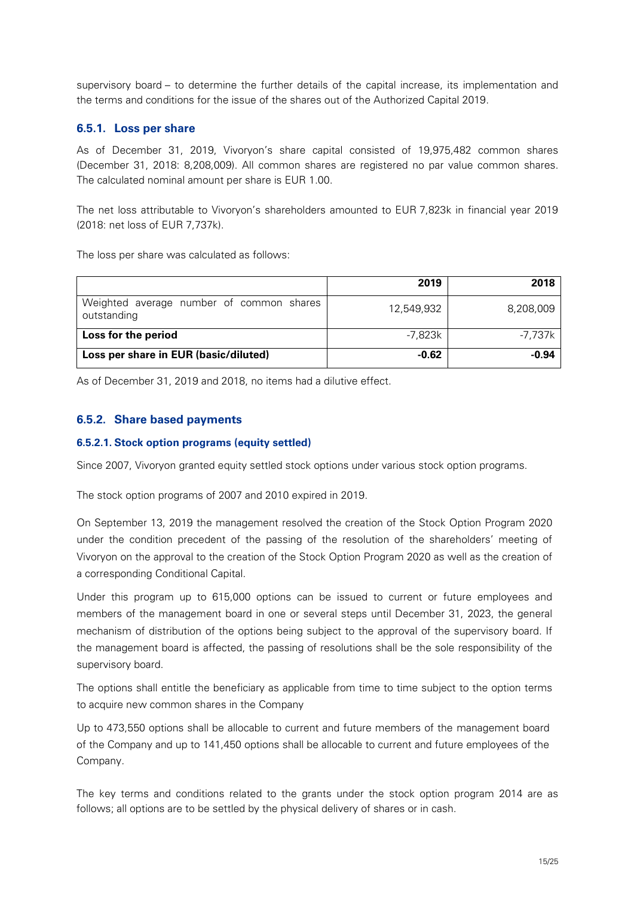supervisory board – to determine the further details of the capital increase, its implementation and the terms and conditions for the issue of the shares out of the Authorized Capital 2019.

### 6.5.1. Loss per share

As of December 31, 2019, Vivoryon's share capital consisted of 19,975,482 common shares (December 31, 2018: 8,208,009). All common shares are registered no par value common shares. The calculated nominal amount per share is EUR 1.00.

The net loss attributable to Vivoryon's shareholders amounted to EUR 7,823k in financial year 2019 (2018: net loss of EUR 7,737k).

The loss per share was calculated as follows:

| | **2019** | **2018** |
|---|---:|---:|
| Weighted average number of common shares outstanding | 12,549,932 | 8,208,009 |
| **Loss for the period** | -7,823k | -7,737k |
| **Loss per share in EUR (basic/diluted)** | **-0.62** | **-0.94** |

As of December 31, 2019 and 2018, no items had a dilutive effect.

### 6.5.2. Share based payments

#### 6.5.2.1. Stock option programs (equity settled)

Since 2007, Vivoryon granted equity settled stock options under various stock option programs.

The stock option programs of 2007 and 2010 expired in 2019.

On September 13, 2019 the management resolved the creation of the Stock Option Program 2020 under the condition precedent of the passing of the resolution of the shareholders' meeting of Vivoryon on the approval to the creation of the Stock Option Program 2020 as well as the creation of a corresponding Conditional Capital.

Under this program up to 615,000 options can be issued to current or future employees and members of the management board in one or several steps until December 31, 2023, the general mechanism of distribution of the options being subject to the approval of the supervisory board. If the management board is affected, the passing of resolutions shall be the sole responsibility of the supervisory board.

The options shall entitle the beneficiary as applicable from time to time subject to the option terms to acquire new common shares in the Company

Up to 473,550 options shall be allocable to current and future members of the management board of the Company and up to 141,450 options shall be allocable to current and future employees of the Company.

The key terms and conditions related to the grants under the stock option program 2014 are as follows; all options are to be settled by the physical delivery of shares or in cash.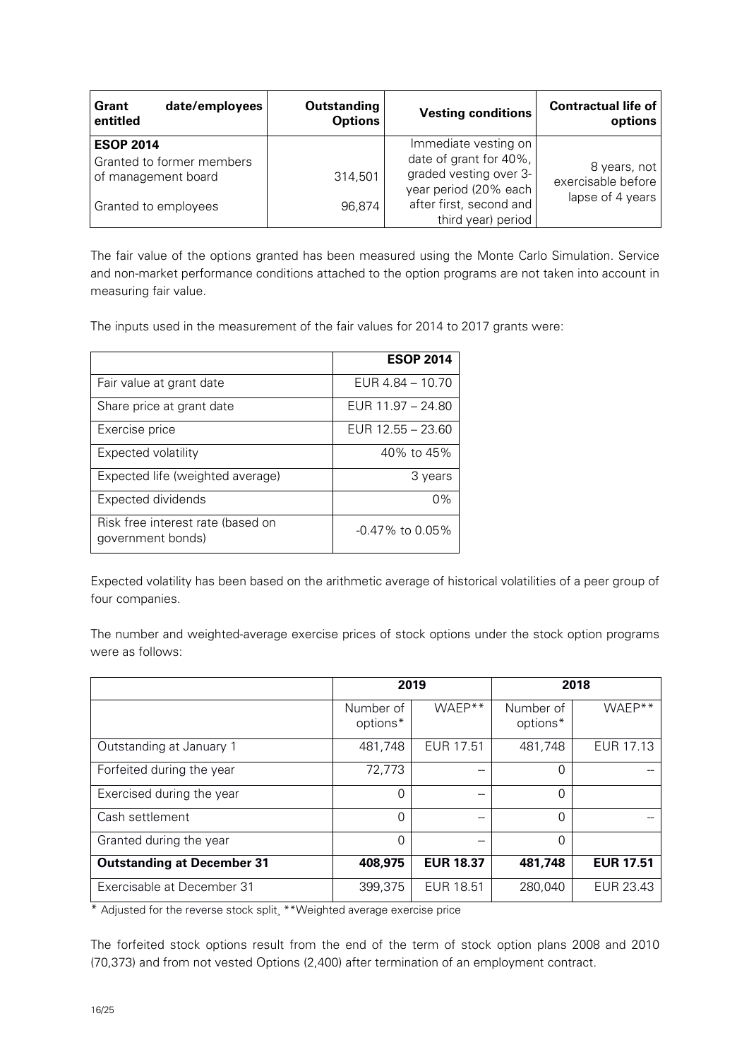| Grant date/employees entitled | Outstanding Options | Vesting conditions | Contractual life of options |
|---|---|---|---|
| **ESOP 2014** | | Immediate vesting on date of grant for 40%, graded vesting over 3-year period (20% each after first, second and third year) period | 8 years, not exercisable before lapse of 4 years |
| Granted to former members of management board | 314,501 | | |
| Granted to employees | 96,874 | | |

The fair value of the options granted has been measured using the Monte Carlo Simulation. Service and non-market performance conditions attached to the option programs are not taken into account in measuring fair value.

The inputs used in the measurement of the fair values for 2014 to 2017 grants were:

| | **ESOP 2014** |
|---|---|
| Fair value at grant date | EUR 4.84 – 10.70 |
| Share price at grant date | EUR 11.97 – 24.80 |
| Exercise price | EUR 12.55 – 23.60 |
| Expected volatility | 40% to 45% |
| Expected life (weighted average) | 3 years |
| Expected dividends | 0% |
| Risk free interest rate (based on government bonds) | -0.47% to 0.05% |

Expected volatility has been based on the arithmetic average of historical volatilities of a peer group of four companies.

The number and weighted-average exercise prices of stock options under the stock option programs were as follows:

| | 2019 | | 2018 | |
|---|---|---|---|---|
| | Number of options* | WAEP** | Number of options* | WAEP** |
| Outstanding at January 1 | 481,748 | EUR 17.51 | 481,748 | EUR 17.13 |
| Forfeited during the year | 72,773 | -- | 0 | -- |
| Exercised during the year | 0 | -- | 0 | |
| Cash settlement | 0 | -- | 0 | -- |
| Granted during the year | 0 | -- | 0 | |
| **Outstanding at December 31** | **408,975** | **EUR 18.37** | **481,748** | **EUR 17.51** |
| Exercisable at December 31 | 399,375 | EUR 18.51 | 280,040 | EUR 23.43 |

\* Adjusted for the reverse stock split¸ **Weighted average exercise price

The forfeited stock options result from the end of the term of stock option plans 2008 and 2010 (70,373) and from not vested Options (2,400) after termination of an employment contract.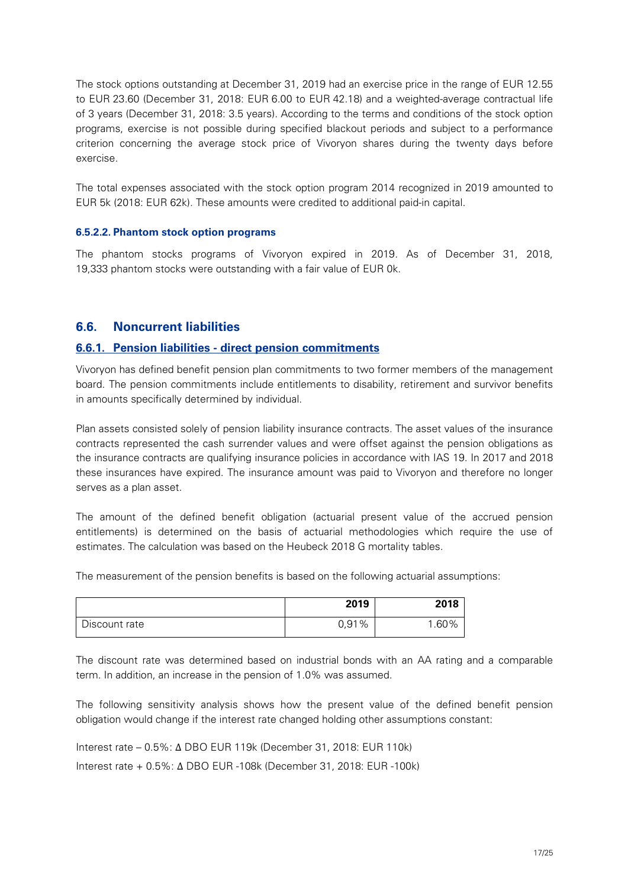The stock options outstanding at December 31, 2019 had an exercise price in the range of EUR 12.55 to EUR 23.60 (December 31, 2018: EUR 6.00 to EUR 42.18) and a weighted-average contractual life of 3 years (December 31, 2018: 3.5 years). According to the terms and conditions of the stock option programs, exercise is not possible during specified blackout periods and subject to a performance criterion concerning the average stock price of Vivoryon shares during the twenty days before exercise.

The total expenses associated with the stock option program 2014 recognized in 2019 amounted to EUR 5k (2018: EUR 62k). These amounts were credited to additional paid-in capital.

#### 6.5.2.2. Phantom stock option programs

The phantom stocks programs of Vivoryon expired in 2019. As of December 31, 2018, 19,333 phantom stocks were outstanding with a fair value of EUR 0k.

## 6.6. Noncurrent liabilities

### 6.6.1. Pension liabilities - direct pension commitments

Vivoryon has defined benefit pension plan commitments to two former members of the management board. The pension commitments include entitlements to disability, retirement and survivor benefits in amounts specifically determined by individual.

Plan assets consisted solely of pension liability insurance contracts. The asset values of the insurance contracts represented the cash surrender values and were offset against the pension obligations as the insurance contracts are qualifying insurance policies in accordance with IAS 19. In 2017 and 2018 these insurances have expired. The insurance amount was paid to Vivoryon and therefore no longer serves as a plan asset.

The amount of the defined benefit obligation (actuarial present value of the accrued pension entitlements) is determined on the basis of actuarial methodologies which require the use of estimates. The calculation was based on the Heubeck 2018 G mortality tables.

The measurement of the pension benefits is based on the following actuarial assumptions:

| | 2019 | 2018 |
|---|---|---|
| Discount rate | 0,91% | 1.60% |

The discount rate was determined based on industrial bonds with an AA rating and a comparable term. In addition, an increase in the pension of 1.0% was assumed.

The following sensitivity analysis shows how the present value of the defined benefit pension obligation would change if the interest rate changed holding other assumptions constant:

Interest rate – 0.5%: Δ DBO EUR 119k (December 31, 2018: EUR 110k)

Interest rate + 0.5%: Δ DBO EUR -108k (December 31, 2018: EUR -100k)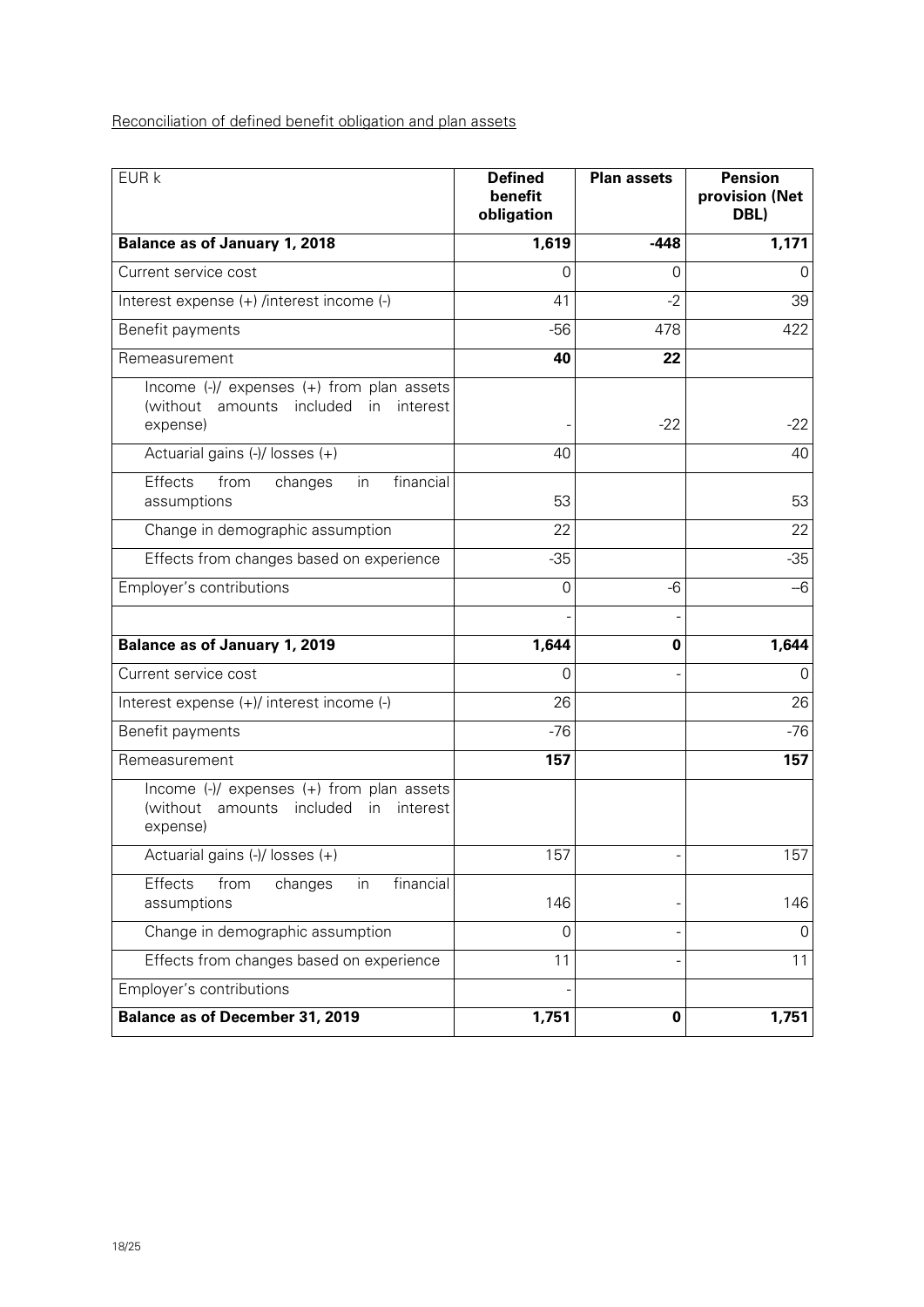Reconciliation of defined benefit obligation and plan assets

| EUR k | Defined benefit obligation | Plan assets | Pension provision (Net DBL) |
|---|---|---|---|
| **Balance as of January 1, 2018** | **1,619** | **-448** | **1,171** |
| Current service cost | 0 | 0 | 0 |
| Interest expense (+) /interest income (-) | 41 | -2 | 39 |
| Benefit payments | -56 | 478 | 422 |
| Remeasurement | **40** | **22** | |
| Income (-)/ expenses (+) from plan assets (without amounts included in interest expense) | - | -22 | -22 |
| Actuarial gains (-)/ losses (+) | 40 | | 40 |
| Effects from changes in financial assumptions | 53 | | 53 |
| Change in demographic assumption | 22 | | 22 |
| Effects from changes based on experience | -35 | | -35 |
| Employer's contributions | 0 | -6 | –6 |
| | - | - | |
| **Balance as of January 1, 2019** | **1,644** | **0** | **1,644** |
| Current service cost | 0 | - | 0 |
| Interest expense (+)/ interest income (-) | 26 | | 26 |
| Benefit payments | -76 | | -76 |
| Remeasurement | **157** | | **157** |
| Income (-)/ expenses (+) from plan assets (without amounts included in interest expense) | | | |
| Actuarial gains (-)/ losses (+) | 157 | - | 157 |
| Effects from changes in financial assumptions | 146 | - | 146 |
| Change in demographic assumption | 0 | - | 0 |
| Effects from changes based on experience | 11 | - | 11 |
| Employer's contributions | - | | |
| **Balance as of December 31, 2019** | **1,751** | **0** | **1,751** |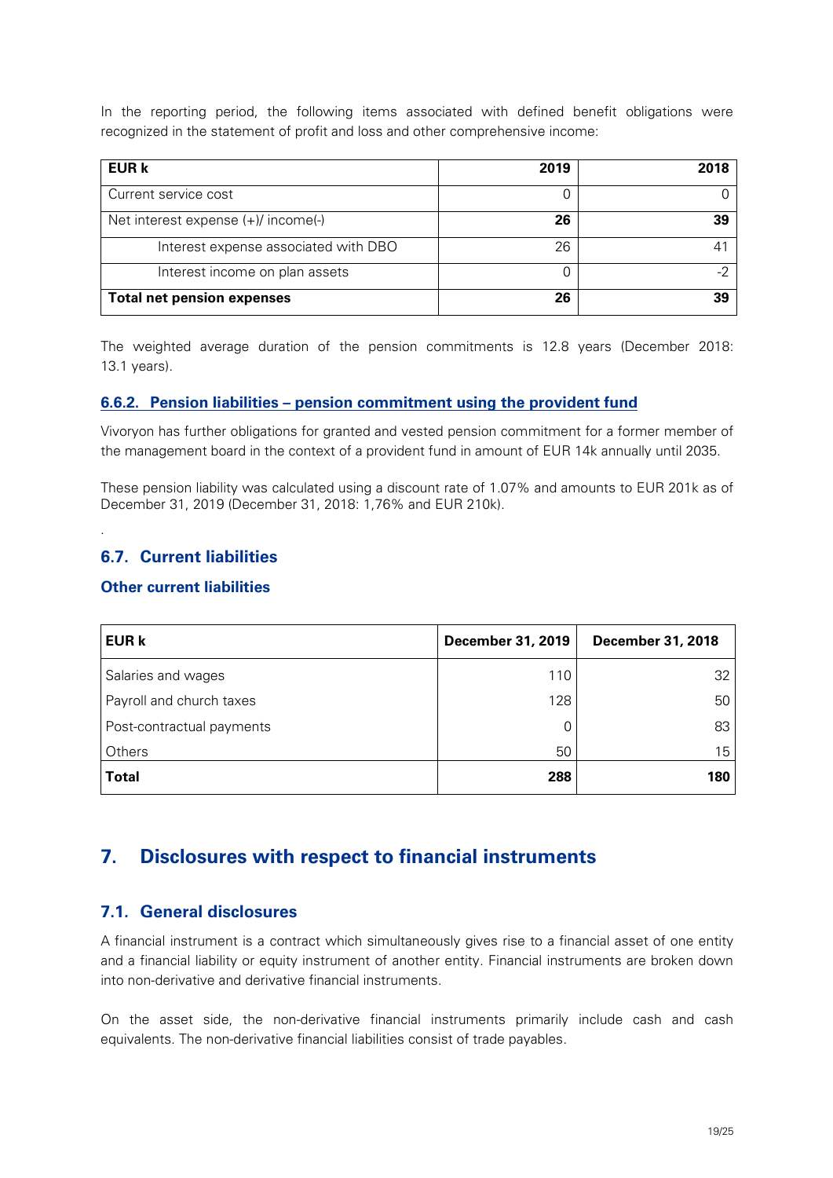In the reporting period, the following items associated with defined benefit obligations were recognized in the statement of profit and loss and other comprehensive income:

| **EUR k** | **2019** | **2018** |
|---|---|---|
| Current service cost | 0 | 0 |
| Net interest expense (+)/ income(-) | **26** | **39** |
| Interest expense associated with DBO | 26 | 41 |
| Interest income on plan assets | 0 | -2 |
| **Total net pension expenses** | **26** | **39** |

The weighted average duration of the pension commitments is 12.8 years (December 2018: 13.1 years).

### 6.6.2. Pension liabilities – pension commitment using the provident fund

Vivoryon has further obligations for granted and vested pension commitment for a former member of the management board in the context of a provident fund in amount of EUR 14k annually until 2035.

These pension liability was calculated using a discount rate of 1.07% and amounts to EUR 201k as of December 31, 2019 (December 31, 2018: 1,76% and EUR 210k).

.

## 6.7. Current liabilities

### Other current liabilities

| **EUR k** | **December 31, 2019** | **December 31, 2018** |
|---|---|---|
| Salaries and wages | 110 | 32 |
| Payroll and church taxes | 128 | 50 |
| Post-contractual payments | 0 | 83 |
| Others | 50 | 15 |
| **Total** | **288** | **180** |

# 7. Disclosures with respect to financial instruments

## 7.1. General disclosures

A financial instrument is a contract which simultaneously gives rise to a financial asset of one entity and a financial liability or equity instrument of another entity. Financial instruments are broken down into non-derivative and derivative financial instruments.

On the asset side, the non-derivative financial instruments primarily include cash and cash equivalents. The non-derivative financial liabilities consist of trade payables.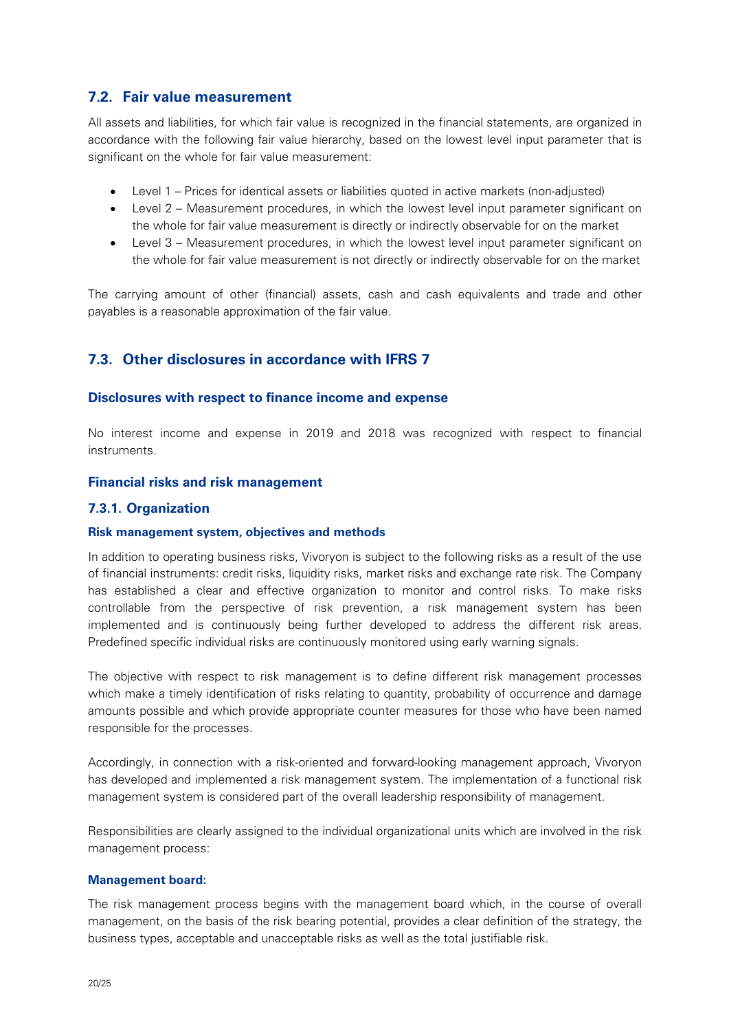## 7.2. Fair value measurement

All assets and liabilities, for which fair value is recognized in the financial statements, are organized in accordance with the following fair value hierarchy, based on the lowest level input parameter that is significant on the whole for fair value measurement:

- Level 1 – Prices for identical assets or liabilities quoted in active markets (non-adjusted)
- Level 2 – Measurement procedures, in which the lowest level input parameter significant on the whole for fair value measurement is directly or indirectly observable for on the market
- Level 3 – Measurement procedures, in which the lowest level input parameter significant on the whole for fair value measurement is not directly or indirectly observable for on the market

The carrying amount of other (financial) assets, cash and cash equivalents and trade and other payables is a reasonable approximation of the fair value.

## 7.3. Other disclosures in accordance with IFRS 7

### Disclosures with respect to finance income and expense

No interest income and expense in 2019 and 2018 was recognized with respect to financial instruments.

### Financial risks and risk management

### 7.3.1. Organization

#### Risk management system, objectives and methods

In addition to operating business risks, Vivoryon is subject to the following risks as a result of the use of financial instruments: credit risks, liquidity risks, market risks and exchange rate risk. The Company has established a clear and effective organization to monitor and control risks. To make risks controllable from the perspective of risk prevention, a risk management system has been implemented and is continuously being further developed to address the different risk areas. Predefined specific individual risks are continuously monitored using early warning signals.

The objective with respect to risk management is to define different risk management processes which make a timely identification of risks relating to quantity, probability of occurrence and damage amounts possible and which provide appropriate counter measures for those who have been named responsible for the processes.

Accordingly, in connection with a risk-oriented and forward-looking management approach, Vivoryon has developed and implemented a risk management system. The implementation of a functional risk management system is considered part of the overall leadership responsibility of management.

Responsibilities are clearly assigned to the individual organizational units which are involved in the risk management process:

#### Management board:

The risk management process begins with the management board which, in the course of overall management, on the basis of the risk bearing potential, provides a clear definition of the strategy, the business types, acceptable and unacceptable risks as well as the total justifiable risk.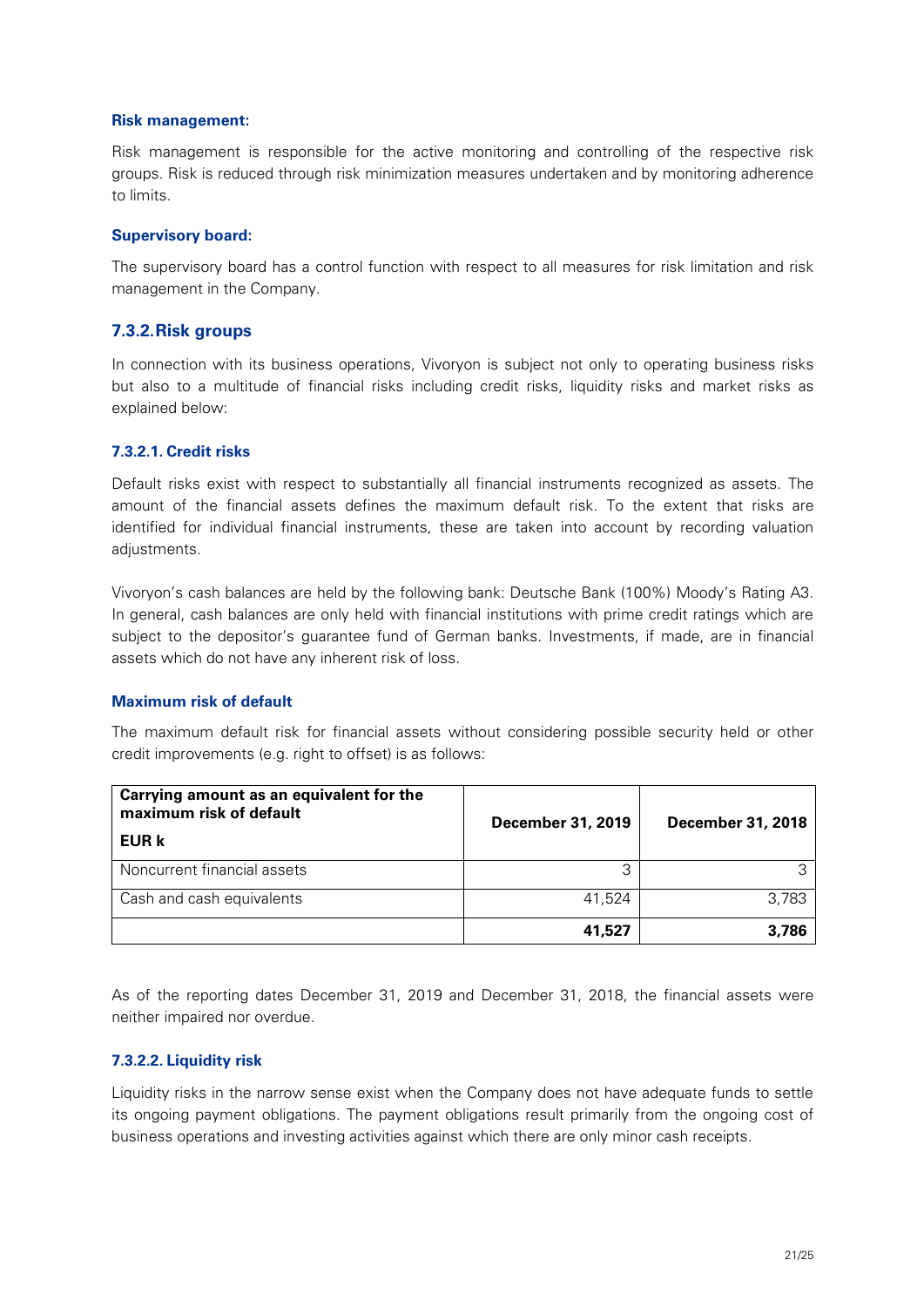**Risk management:**

Risk management is responsible for the active monitoring and controlling of the respective risk groups. Risk is reduced through risk minimization measures undertaken and by monitoring adherence to limits.

**Supervisory board:**

The supervisory board has a control function with respect to all measures for risk limitation and risk management in the Company.

### 7.3.2. Risk groups

In connection with its business operations, Vivoryon is subject not only to operating business risks but also to a multitude of financial risks including credit risks, liquidity risks and market risks as explained below:

#### 7.3.2.1. Credit risks

Default risks exist with respect to substantially all financial instruments recognized as assets. The amount of the financial assets defines the maximum default risk. To the extent that risks are identified for individual financial instruments, these are taken into account by recording valuation adjustments.

Vivoryon's cash balances are held by the following bank: Deutsche Bank (100%) Moody's Rating A3. In general, cash balances are only held with financial institutions with prime credit ratings which are subject to the depositor's guarantee fund of German banks. Investments, if made, are in financial assets which do not have any inherent risk of loss.

**Maximum risk of default**

The maximum default risk for financial assets without considering possible security held or other credit improvements (e.g. right to offset) is as follows:

| Carrying amount as an equivalent for the maximum risk of default<br>EUR k | December 31, 2019 | December 31, 2018 |
|---|---|---|
| Noncurrent financial assets | 3 | 3 |
| Cash and cash equivalents | 41,524 | 3,783 |
| | **41,527** | **3,786** |

As of the reporting dates December 31, 2019 and December 31, 2018, the financial assets were neither impaired nor overdue.

#### 7.3.2.2. Liquidity risk

Liquidity risks in the narrow sense exist when the Company does not have adequate funds to settle its ongoing payment obligations. The payment obligations result primarily from the ongoing cost of business operations and investing activities against which there are only minor cash receipts.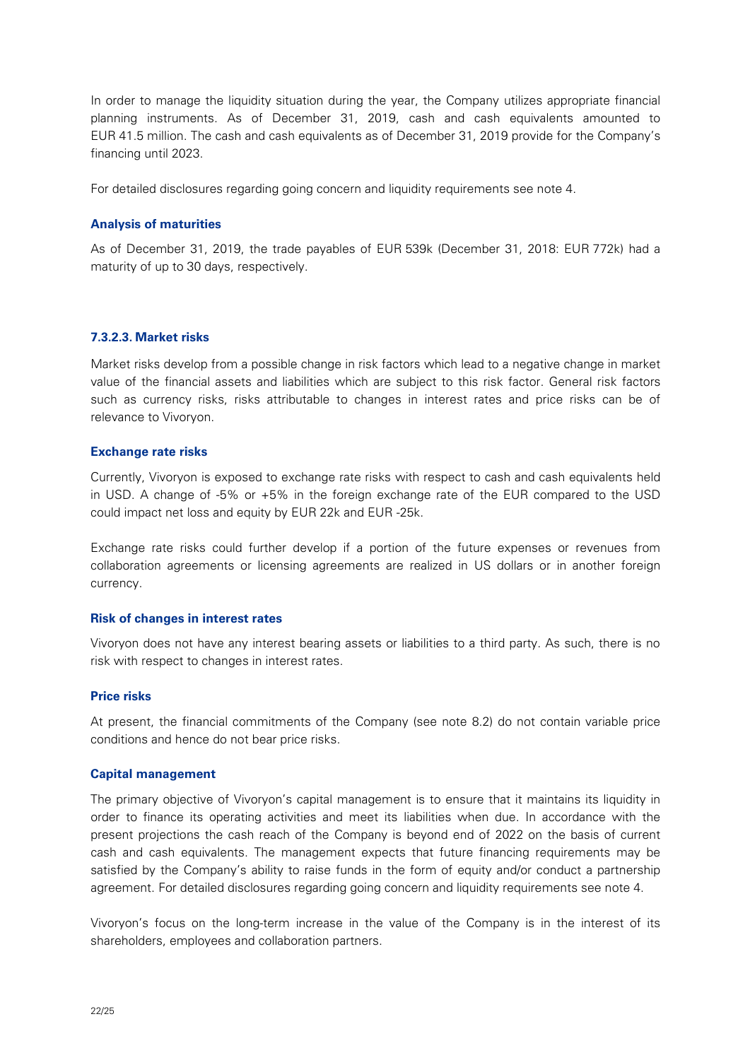In order to manage the liquidity situation during the year, the Company utilizes appropriate financial planning instruments. As of December 31, 2019, cash and cash equivalents amounted to EUR 41.5 million. The cash and cash equivalents as of December 31, 2019 provide for the Company's financing until 2023.

For detailed disclosures regarding going concern and liquidity requirements see note 4.

**Analysis of maturities**

As of December 31, 2019, the trade payables of EUR 539k (December 31, 2018: EUR 772k) had a maturity of up to 30 days, respectively.

### 7.3.2.3. Market risks

Market risks develop from a possible change in risk factors which lead to a negative change in market value of the financial assets and liabilities which are subject to this risk factor. General risk factors such as currency risks, risks attributable to changes in interest rates and price risks can be of relevance to Vivoryon.

**Exchange rate risks**

Currently, Vivoryon is exposed to exchange rate risks with respect to cash and cash equivalents held in USD. A change of -5% or +5% in the foreign exchange rate of the EUR compared to the USD could impact net loss and equity by EUR 22k and EUR -25k.

Exchange rate risks could further develop if a portion of the future expenses or revenues from collaboration agreements or licensing agreements are realized in US dollars or in another foreign currency.

**Risk of changes in interest rates**

Vivoryon does not have any interest bearing assets or liabilities to a third party. As such, there is no risk with respect to changes in interest rates.

**Price risks**

At present, the financial commitments of the Company (see note 8.2) do not contain variable price conditions and hence do not bear price risks.

**Capital management**

The primary objective of Vivoryon's capital management is to ensure that it maintains its liquidity in order to finance its operating activities and meet its liabilities when due. In accordance with the present projections the cash reach of the Company is beyond end of 2022 on the basis of current cash and cash equivalents. The management expects that future financing requirements may be satisfied by the Company's ability to raise funds in the form of equity and/or conduct a partnership agreement. For detailed disclosures regarding going concern and liquidity requirements see note 4.

Vivoryon's focus on the long-term increase in the value of the Company is in the interest of its shareholders, employees and collaboration partners.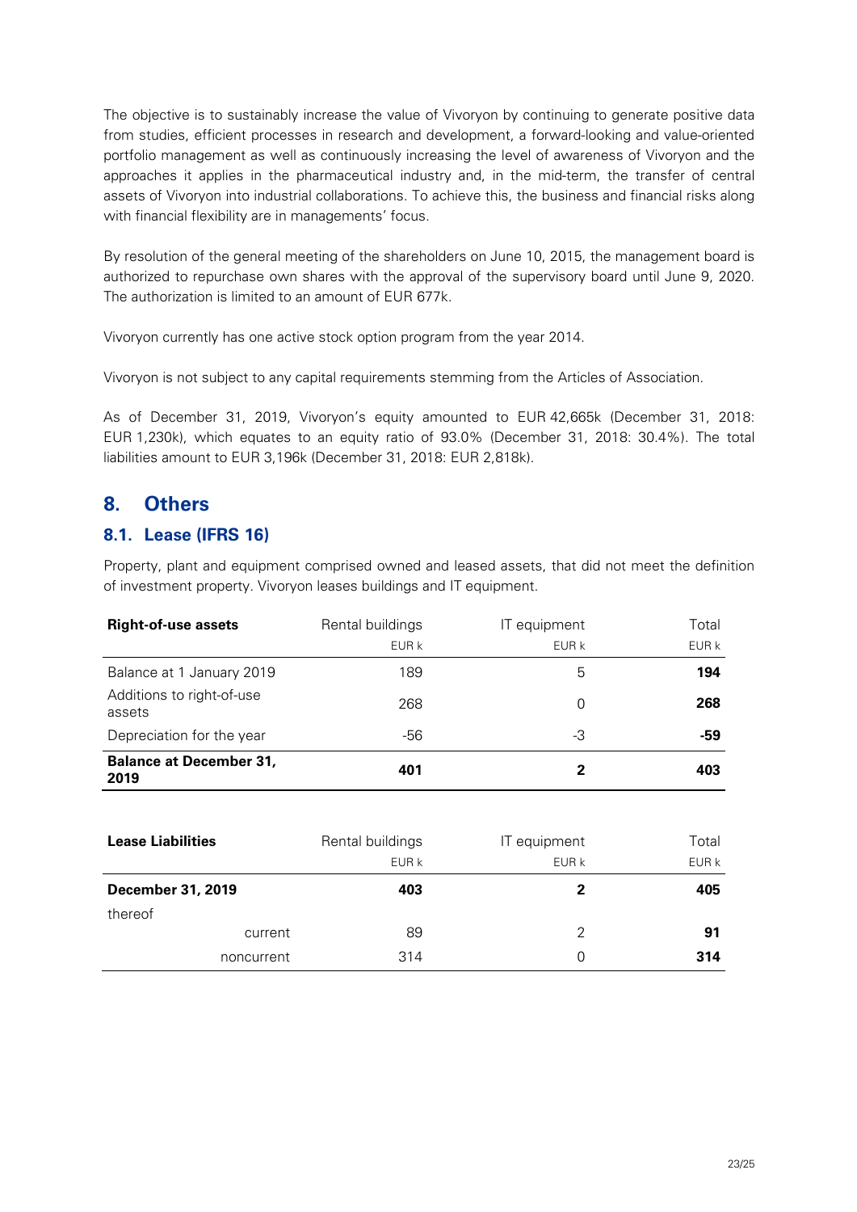The objective is to sustainably increase the value of Vivoryon by continuing to generate positive data from studies, efficient processes in research and development, a forward-looking and value-oriented portfolio management as well as continuously increasing the level of awareness of Vivoryon and the approaches it applies in the pharmaceutical industry and, in the mid-term, the transfer of central assets of Vivoryon into industrial collaborations. To achieve this, the business and financial risks along with financial flexibility are in managements' focus.

By resolution of the general meeting of the shareholders on June 10, 2015, the management board is authorized to repurchase own shares with the approval of the supervisory board until June 9, 2020. The authorization is limited to an amount of EUR 677k.

Vivoryon currently has one active stock option program from the year 2014.

Vivoryon is not subject to any capital requirements stemming from the Articles of Association.

As of December 31, 2019, Vivoryon's equity amounted to EUR 42,665k (December 31, 2018: EUR 1,230k), which equates to an equity ratio of 93.0% (December 31, 2018: 30.4%). The total liabilities amount to EUR 3,196k (December 31, 2018: EUR 2,818k).

## 8. Others

### 8.1. Lease (IFRS 16)

Property, plant and equipment comprised owned and leased assets, that did not meet the definition of investment property. Vivoryon leases buildings and IT equipment.

| **Right-of-use assets** | Rental buildings<br>EUR k | IT equipment<br>EUR k | Total<br>EUR k |
|---|---|---|---|
| Balance at 1 January 2019 | 189 | 5 | **194** |
| Additions to right-of-use assets | 268 | 0 | **268** |
| Depreciation for the year | -56 | -3 | **-59** |
| **Balance at December 31, 2019** | **401** | **2** | **403** |

| **Lease Liabilities** | Rental buildings<br>EUR k | IT equipment<br>EUR k | Total<br>EUR k |
|---|---|---|---|
| **December 31, 2019** | **403** | **2** | **405** |
| thereof | | | |
| current | 89 | 2 | **91** |
| noncurrent | 314 | 0 | **314** |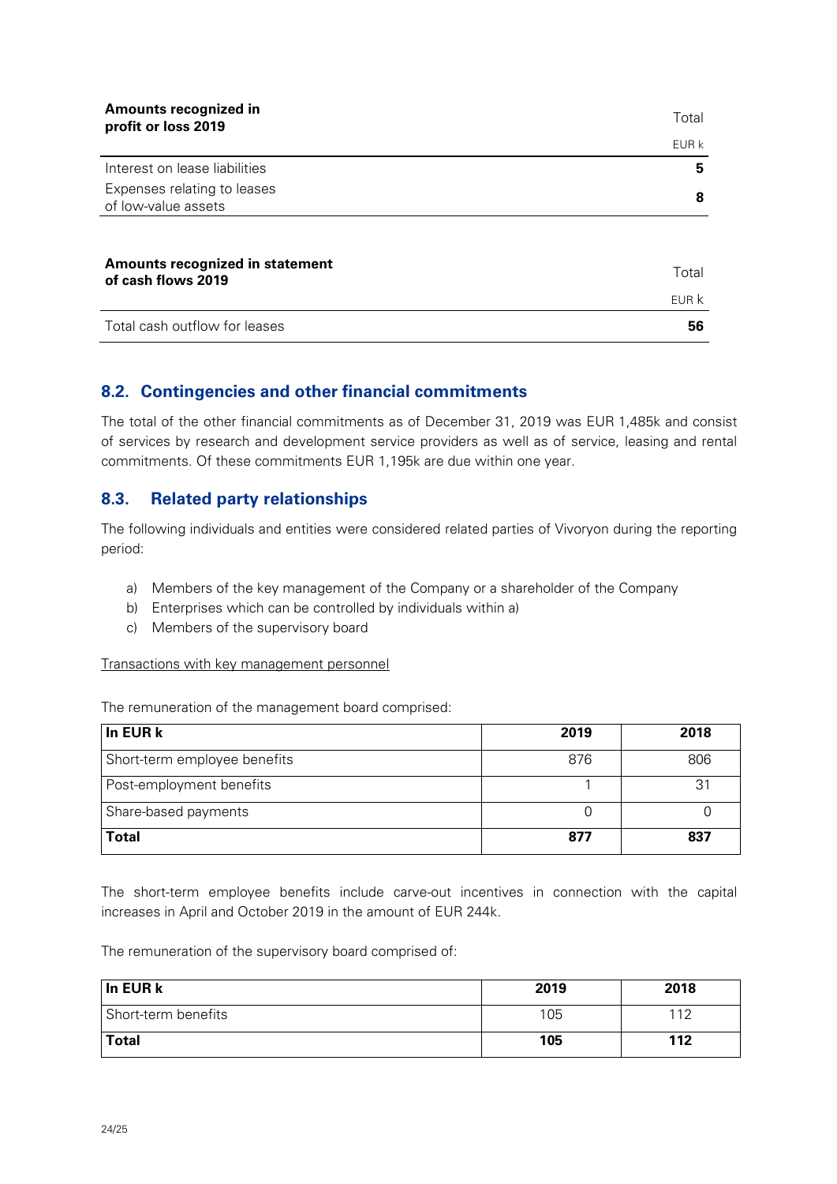| Amounts recognized in profit or loss 2019 | Total |
|---|---|
| | EUR k |
| Interest on lease liabilities | **5** |
| Expenses relating to leases of low-value assets | **8** |

| Amounts recognized in statement of cash flows 2019 | Total |
|---|---|
| | EUR k |
| Total cash outflow for leases | **56** |

## 8.2. Contingencies and other financial commitments

The total of the other financial commitments as of December 31, 2019 was EUR 1,485k and consist of services by research and development service providers as well as of service, leasing and rental commitments. Of these commitments EUR 1,195k are due within one year.

## 8.3. Related party relationships

The following individuals and entities were considered related parties of Vivoryon during the reporting period:

a) Members of the key management of the Company or a shareholder of the Company
b) Enterprises which can be controlled by individuals within a)
c) Members of the supervisory board

Transactions with key management personnel

The remuneration of the management board comprised:

| In EUR k | 2019 | 2018 |
|---|---|---|
| Short-term employee benefits | 876 | 806 |
| Post-employment benefits | 1 | 31 |
| Share-based payments | 0 | 0 |
| **Total** | **877** | **837** |

The short-term employee benefits include carve-out incentives in connection with the capital increases in April and October 2019 in the amount of EUR 244k.

The remuneration of the supervisory board comprised of:

| In EUR k | 2019 | 2018 |
|---|---|---|
| Short-term benefits | 105 | 112 |
| **Total** | **105** | **112** |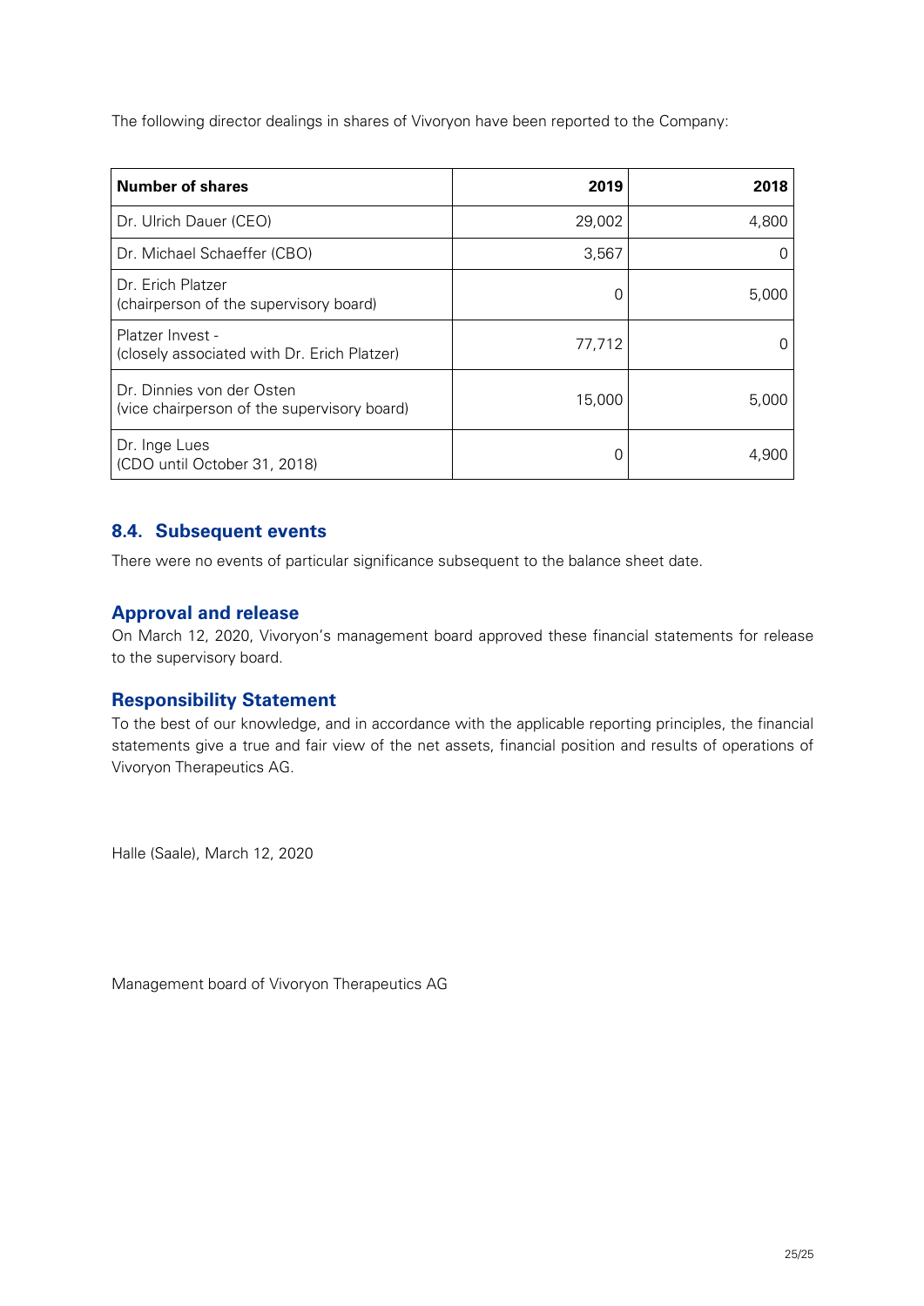The following director dealings in shares of Vivoryon have been reported to the Company:

| Number of shares | 2019 | 2018 |
| --- | --- | --- |
| Dr. Ulrich Dauer (CEO) | 29,002 | 4,800 |
| Dr. Michael Schaeffer (CBO) | 3,567 | 0 |
| Dr. Erich Platzer (chairperson of the supervisory board) | 0 | 5,000 |
| Platzer Invest - (closely associated with Dr. Erich Platzer) | 77,712 | 0 |
| Dr. Dinnies von der Osten (vice chairperson of the supervisory board) | 15,000 | 5,000 |
| Dr. Inge Lues (CDO until October 31, 2018) | 0 | 4,900 |

## 8.4. Subsequent events

There were no events of particular significance subsequent to the balance sheet date.

## Approval and release

On March 12, 2020, Vivoryon's management board approved these financial statements for release to the supervisory board.

## Responsibility Statement

To the best of our knowledge, and in accordance with the applicable reporting principles, the financial statements give a true and fair view of the net assets, financial position and results of operations of Vivoryon Therapeutics AG.

Halle (Saale), March 12, 2020

Management board of Vivoryon Therapeutics AG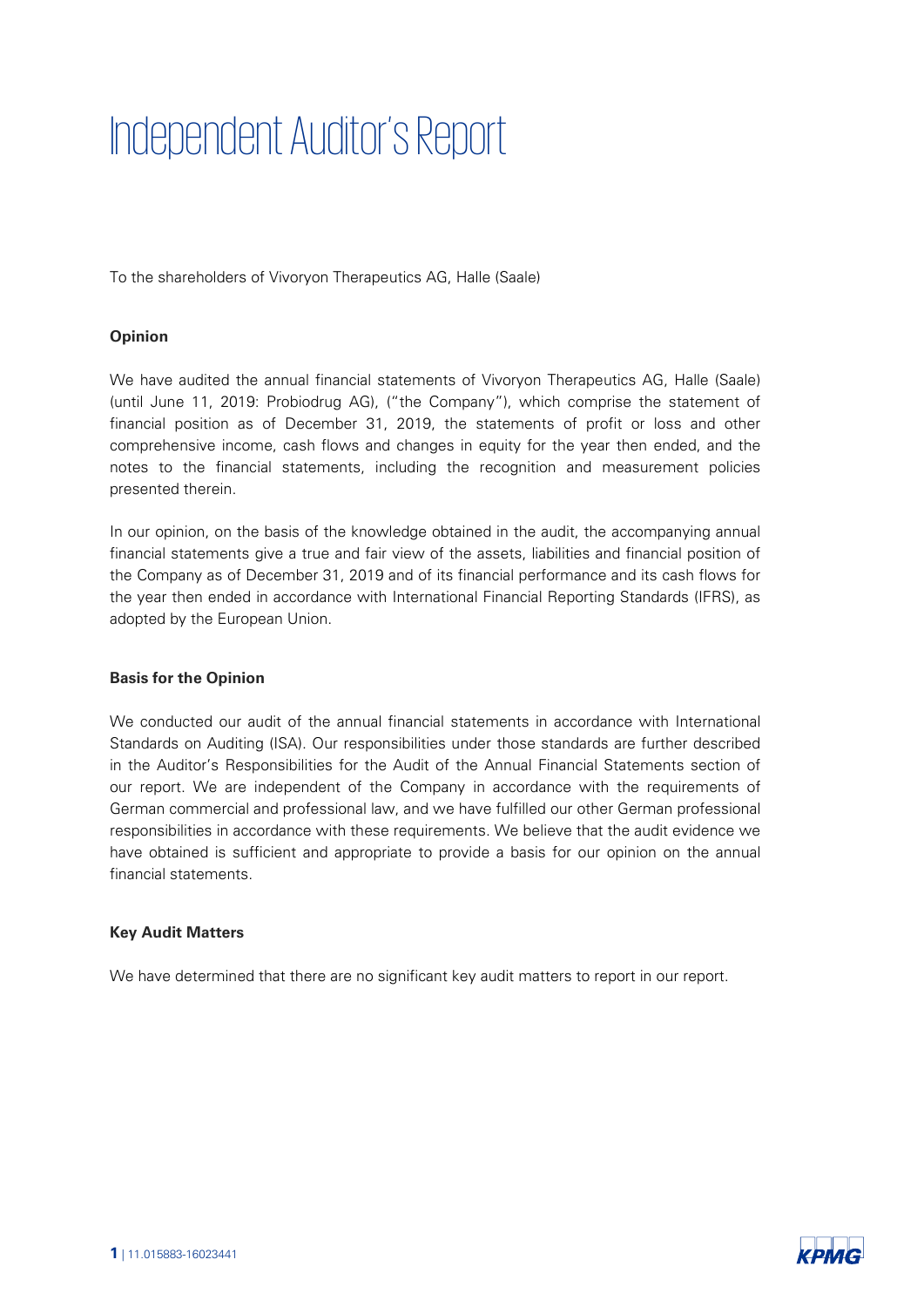# Independent Auditor's Report

To the shareholders of Vivoryon Therapeutics AG, Halle (Saale)

**Opinion**

We have audited the annual financial statements of Vivoryon Therapeutics AG, Halle (Saale) (until June 11, 2019: Probiodrug AG), ("the Company"), which comprise the statement of financial position as of December 31, 2019, the statements of profit or loss and other comprehensive income, cash flows and changes in equity for the year then ended, and the notes to the financial statements, including the recognition and measurement policies presented therein.

In our opinion, on the basis of the knowledge obtained in the audit, the accompanying annual financial statements give a true and fair view of the assets, liabilities and financial position of the Company as of December 31, 2019 and of its financial performance and its cash flows for the year then ended in accordance with International Financial Reporting Standards (IFRS), as adopted by the European Union.

**Basis for the Opinion**

We conducted our audit of the annual financial statements in accordance with International Standards on Auditing (ISA). Our responsibilities under those standards are further described in the Auditor's Responsibilities for the Audit of the Annual Financial Statements section of our report. We are independent of the Company in accordance with the requirements of German commercial and professional law, and we have fulfilled our other German professional responsibilities in accordance with these requirements. We believe that the audit evidence we have obtained is sufficient and appropriate to provide a basis for our opinion on the annual financial statements.

**Key Audit Matters**

We have determined that there are no significant key audit matters to report in our report.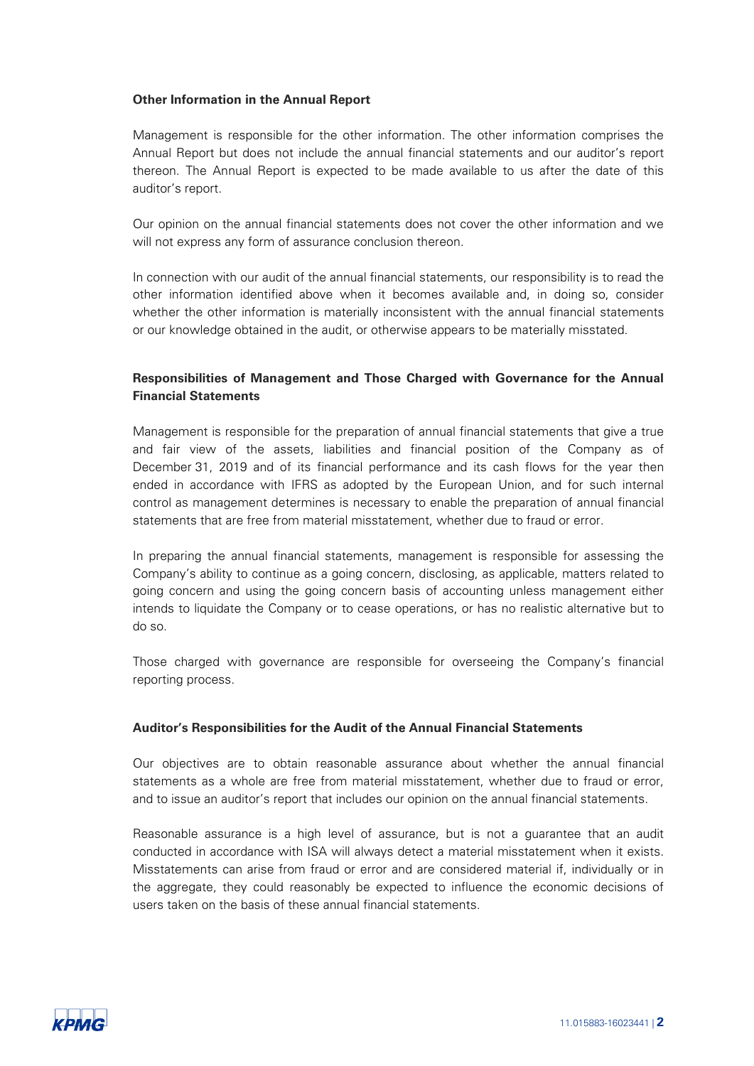**Other Information in the Annual Report**

Management is responsible for the other information. The other information comprises the Annual Report but does not include the annual financial statements and our auditor's report thereon. The Annual Report is expected to be made available to us after the date of this auditor's report.

Our opinion on the annual financial statements does not cover the other information and we will not express any form of assurance conclusion thereon.

In connection with our audit of the annual financial statements, our responsibility is to read the other information identified above when it becomes available and, in doing so, consider whether the other information is materially inconsistent with the annual financial statements or our knowledge obtained in the audit, or otherwise appears to be materially misstated.

**Responsibilities of Management and Those Charged with Governance for the Annual Financial Statements**

Management is responsible for the preparation of annual financial statements that give a true and fair view of the assets, liabilities and financial position of the Company as of December 31, 2019 and of its financial performance and its cash flows for the year then ended in accordance with IFRS as adopted by the European Union, and for such internal control as management determines is necessary to enable the preparation of annual financial statements that are free from material misstatement, whether due to fraud or error.

In preparing the annual financial statements, management is responsible for assessing the Company's ability to continue as a going concern, disclosing, as applicable, matters related to going concern and using the going concern basis of accounting unless management either intends to liquidate the Company or to cease operations, or has no realistic alternative but to do so.

Those charged with governance are responsible for overseeing the Company's financial reporting process.

**Auditor's Responsibilities for the Audit of the Annual Financial Statements**

Our objectives are to obtain reasonable assurance about whether the annual financial statements as a whole are free from material misstatement, whether due to fraud or error, and to issue an auditor's report that includes our opinion on the annual financial statements.

Reasonable assurance is a high level of assurance, but is not a guarantee that an audit conducted in accordance with ISA will always detect a material misstatement when it exists. Misstatements can arise from fraud or error and are considered material if, individually or in the aggregate, they could reasonably be expected to influence the economic decisions of users taken on the basis of these annual financial statements.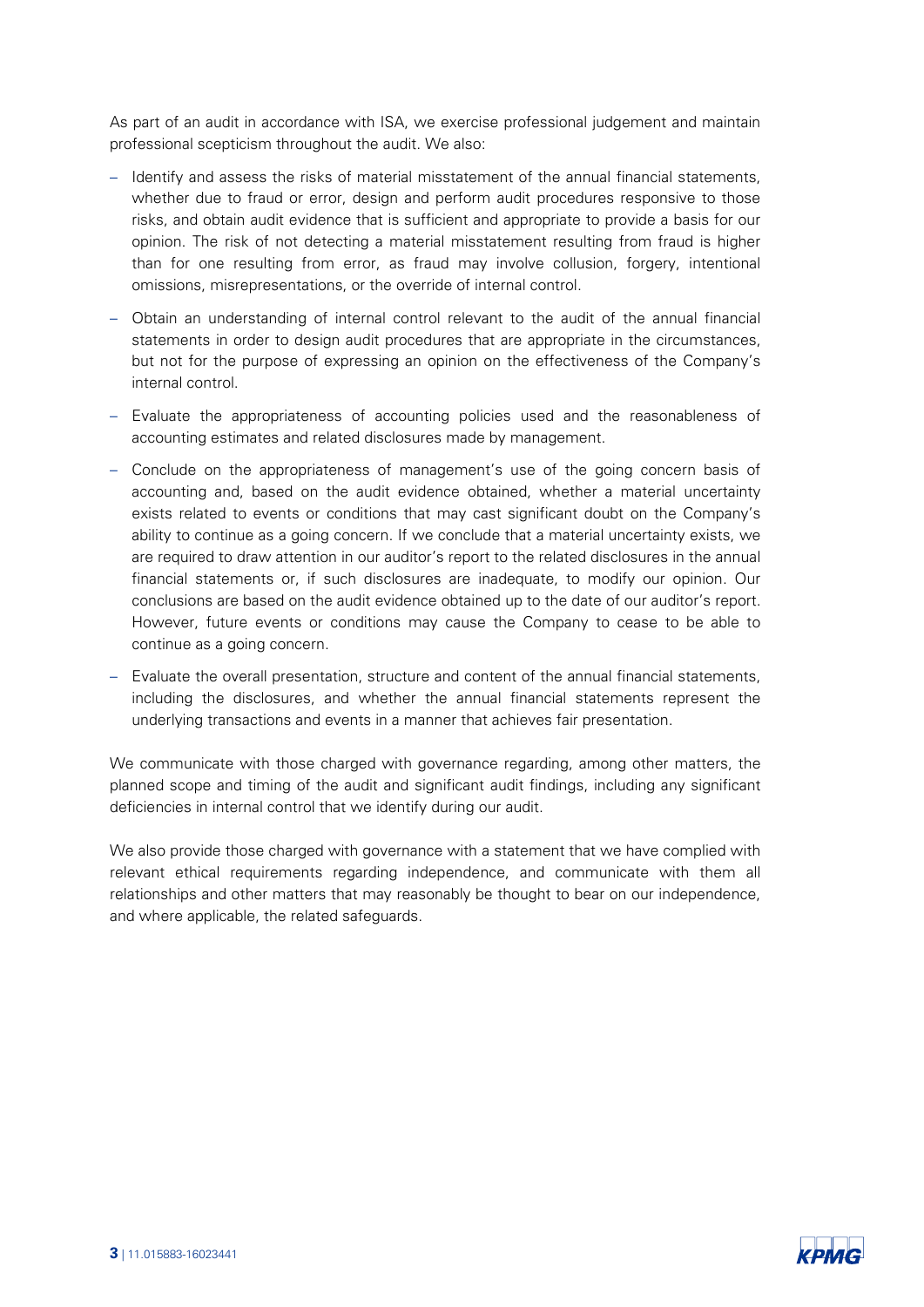As part of an audit in accordance with ISA, we exercise professional judgement and maintain professional scepticism throughout the audit. We also:

- Identify and assess the risks of material misstatement of the annual financial statements, whether due to fraud or error, design and perform audit procedures responsive to those risks, and obtain audit evidence that is sufficient and appropriate to provide a basis for our opinion. The risk of not detecting a material misstatement resulting from fraud is higher than for one resulting from error, as fraud may involve collusion, forgery, intentional omissions, misrepresentations, or the override of internal control.
- Obtain an understanding of internal control relevant to the audit of the annual financial statements in order to design audit procedures that are appropriate in the circumstances, but not for the purpose of expressing an opinion on the effectiveness of the Company's internal control.
- Evaluate the appropriateness of accounting policies used and the reasonableness of accounting estimates and related disclosures made by management.
- Conclude on the appropriateness of management's use of the going concern basis of accounting and, based on the audit evidence obtained, whether a material uncertainty exists related to events or conditions that may cast significant doubt on the Company's ability to continue as a going concern. If we conclude that a material uncertainty exists, we are required to draw attention in our auditor's report to the related disclosures in the annual financial statements or, if such disclosures are inadequate, to modify our opinion. Our conclusions are based on the audit evidence obtained up to the date of our auditor's report. However, future events or conditions may cause the Company to cease to be able to continue as a going concern.
- Evaluate the overall presentation, structure and content of the annual financial statements, including the disclosures, and whether the annual financial statements represent the underlying transactions and events in a manner that achieves fair presentation.

We communicate with those charged with governance regarding, among other matters, the planned scope and timing of the audit and significant audit findings, including any significant deficiencies in internal control that we identify during our audit.

We also provide those charged with governance with a statement that we have complied with relevant ethical requirements regarding independence, and communicate with them all relationships and other matters that may reasonably be thought to bear on our independence, and where applicable, the related safeguards.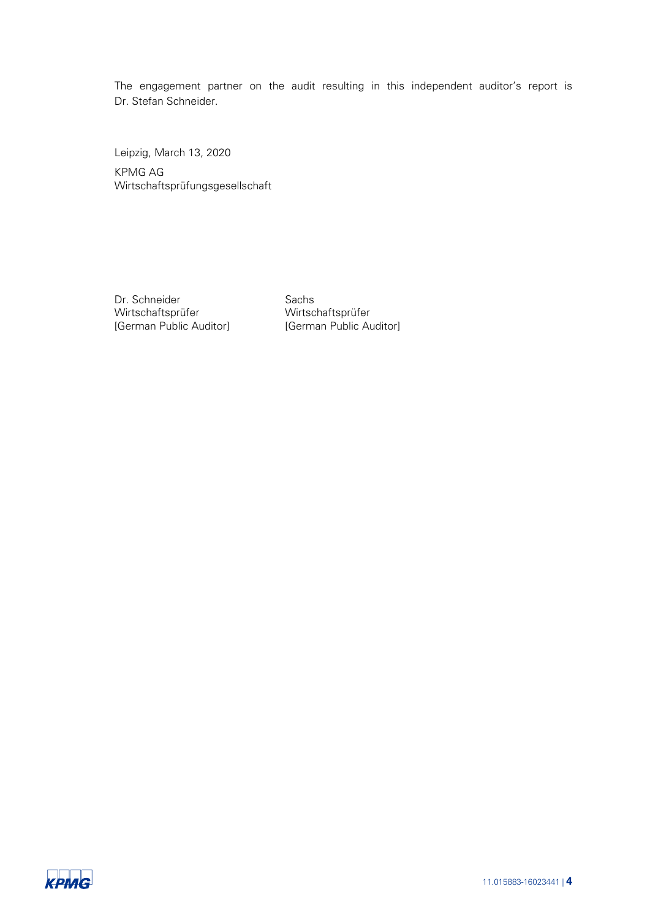The engagement partner on the audit resulting in this independent auditor's report is Dr. Stefan Schneider.

Leipzig, March 13, 2020

KPMG AG
Wirtschaftsprüfungsgesellschaft

| | |
|---|---|
| Dr. Schneider | Sachs |
| Wirtschaftsprüfer | Wirtschaftsprüfer |
| [German Public Auditor] | [German Public Auditor] |